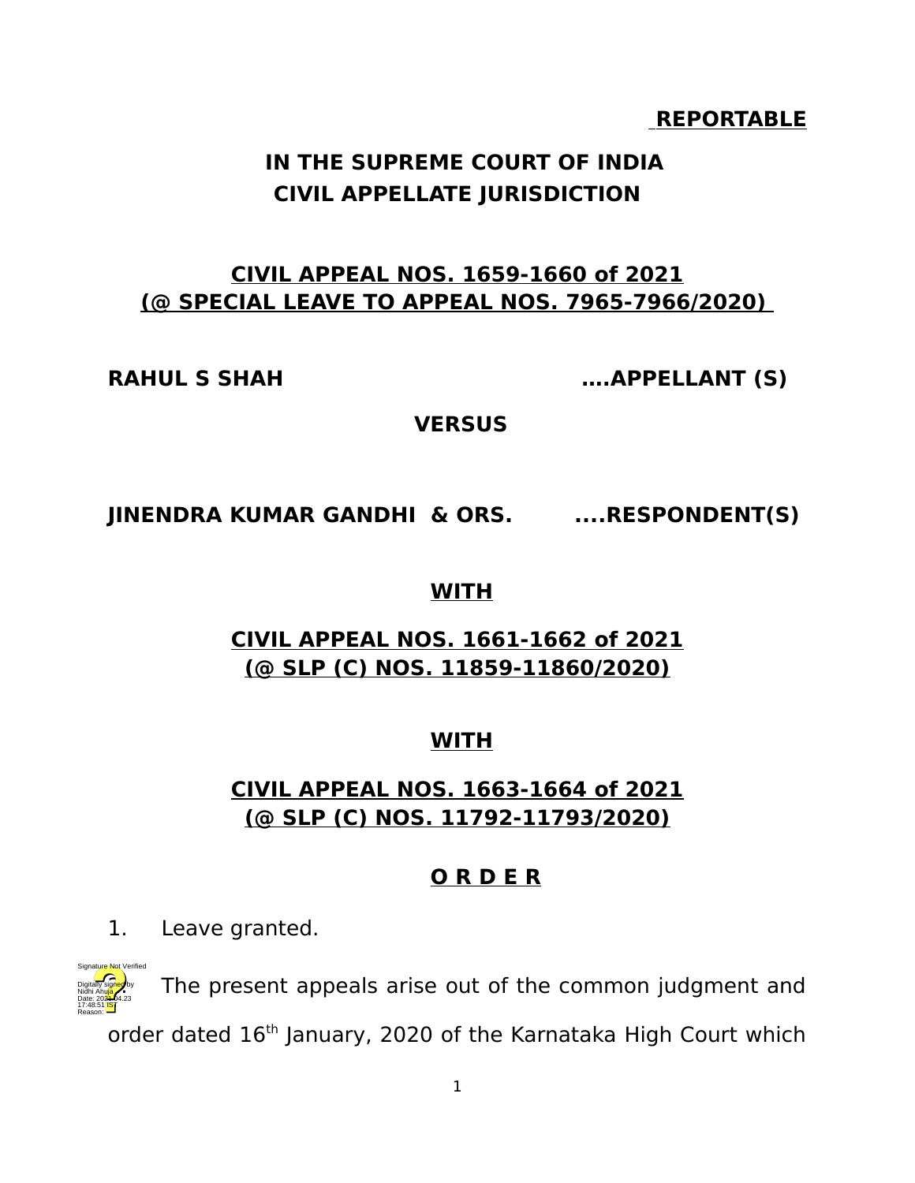**REPORTABLE**

# IN THE SUPREME COURT OF INDIA
## CIVIL APPELLATE JURISDICTION

**CIVIL APPEAL NOS. 1659-1660 of 2021**
**(@ SPECIAL LEAVE TO APPEAL NOS. 7965-7966/2020)**

**RAHUL S SHAH ....APPELLANT (S)**

**VERSUS**

**JINENDRA KUMAR GANDHI & ORS. ....RESPONDENT(S)**

**WITH**

**CIVIL APPEAL NOS. 1661-1662 of 2021**
**(@ SLP (C) NOS. 11859-11860/2020)**

**WITH**

**CIVIL APPEAL NOS. 1663-1664 of 2021**
**(@ SLP (C) NOS. 11792-11793/2020)**

**O R D E R**

1. Leave granted.

2. The present appeals arise out of the common judgment and order dated 16th January, 2020 of the Karnataka High Court which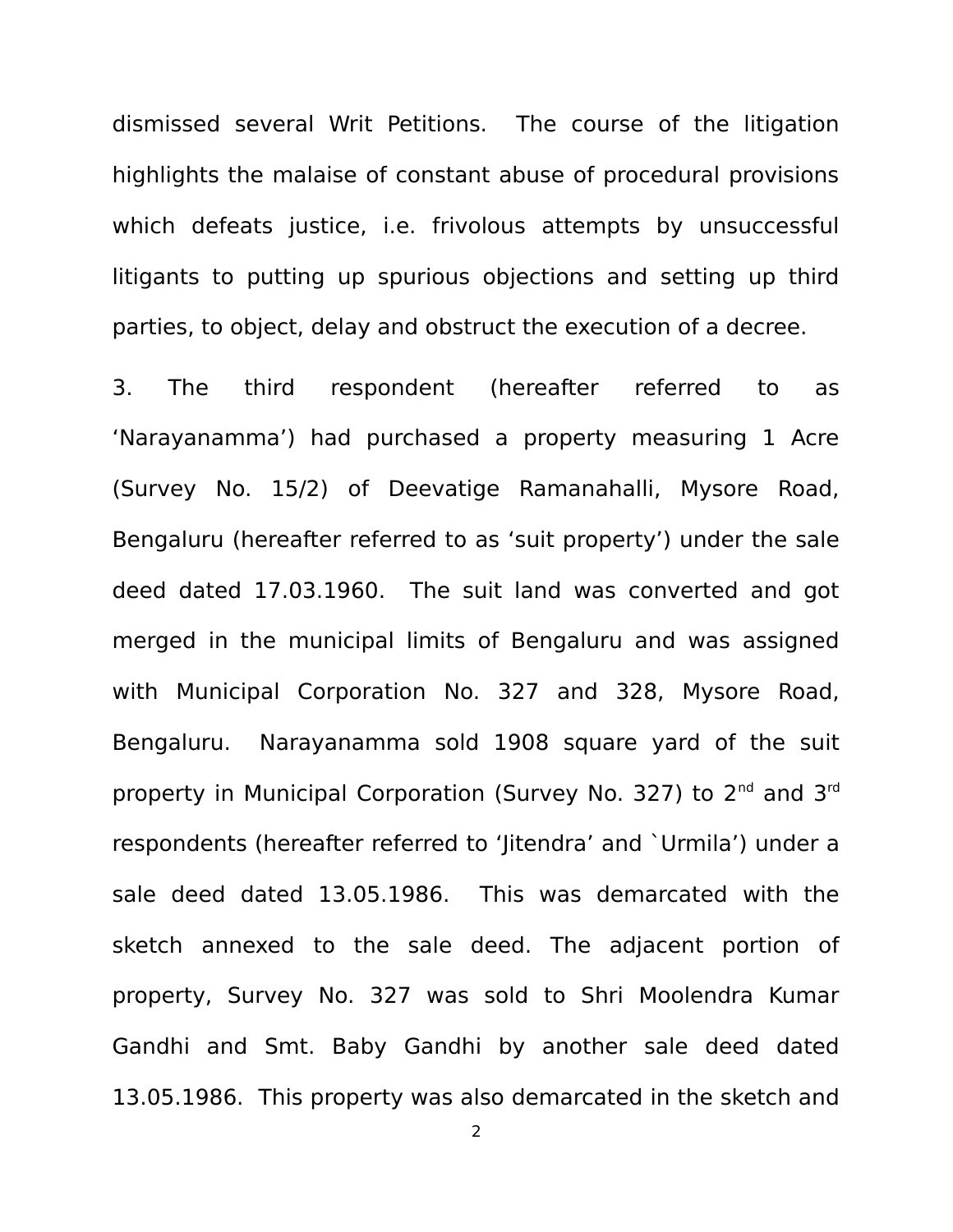dismissed several Writ Petitions. The course of the litigation highlights the malaise of constant abuse of procedural provisions which defeats justice, i.e. frivolous attempts by unsuccessful litigants to putting up spurious objections and setting up third parties, to object, delay and obstruct the execution of a decree.

3. The third respondent (hereafter referred to as 'Narayanamma') had purchased a property measuring 1 Acre (Survey No. 15/2) of Deevatige Ramanahalli, Mysore Road, Bengaluru (hereafter referred to as 'suit property') under the sale deed dated 17.03.1960. The suit land was converted and got merged in the municipal limits of Bengaluru and was assigned with Municipal Corporation No. 327 and 328, Mysore Road, Bengaluru. Narayanamma sold 1908 square yard of the suit property in Municipal Corporation (Survey No. 327) to 2nd and 3rd respondents (hereafter referred to 'Jitendra' and `Urmila') under a sale deed dated 13.05.1986. This was demarcated with the sketch annexed to the sale deed. The adjacent portion of property, Survey No. 327 was sold to Shri Moolendra Kumar Gandhi and Smt. Baby Gandhi by another sale deed dated 13.05.1986. This property was also demarcated in the sketch and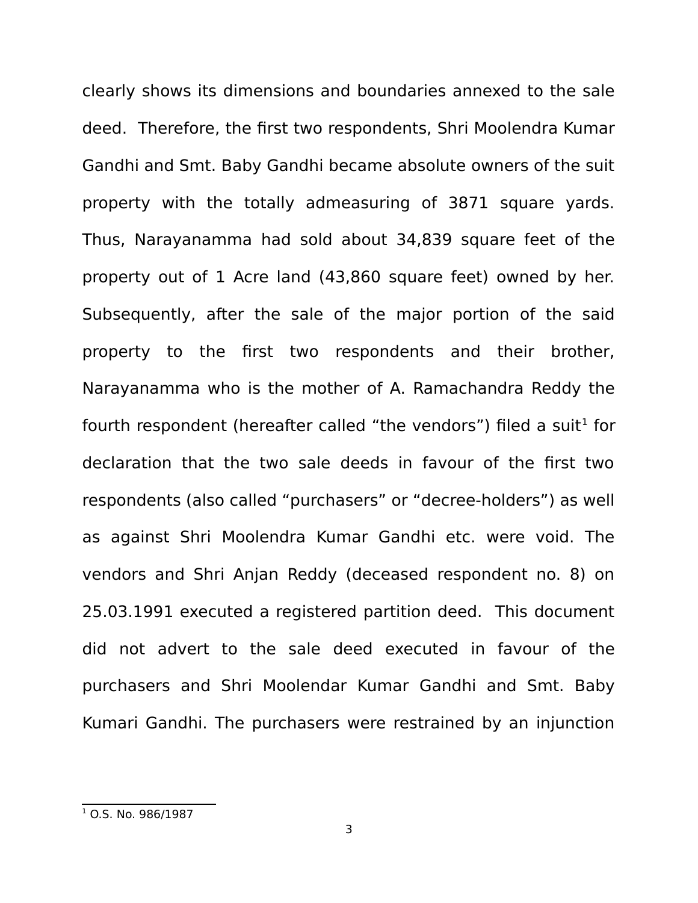clearly shows its dimensions and boundaries annexed to the sale deed. Therefore, the first two respondents, Shri Moolendra Kumar Gandhi and Smt. Baby Gandhi became absolute owners of the suit property with the totally admeasuring of 3871 square yards. Thus, Narayanamma had sold about 34,839 square feet of the property out of 1 Acre land (43,860 square feet) owned by her. Subsequently, after the sale of the major portion of the said property to the first two respondents and their brother, Narayanamma who is the mother of A. Ramachandra Reddy the fourth respondent (hereafter called "the vendors") filed a suit[1] for declaration that the two sale deeds in favour of the first two respondents (also called "purchasers" or "decree-holders") as well as against Shri Moolendra Kumar Gandhi etc. were void. The vendors and Shri Anjan Reddy (deceased respondent no. 8) on 25.03.1991 executed a registered partition deed. This document did not advert to the sale deed executed in favour of the purchasers and Shri Moolendar Kumar Gandhi and Smt. Baby Kumari Gandhi. The purchasers were restrained by an injunction

[1] O.S. No. 986/1987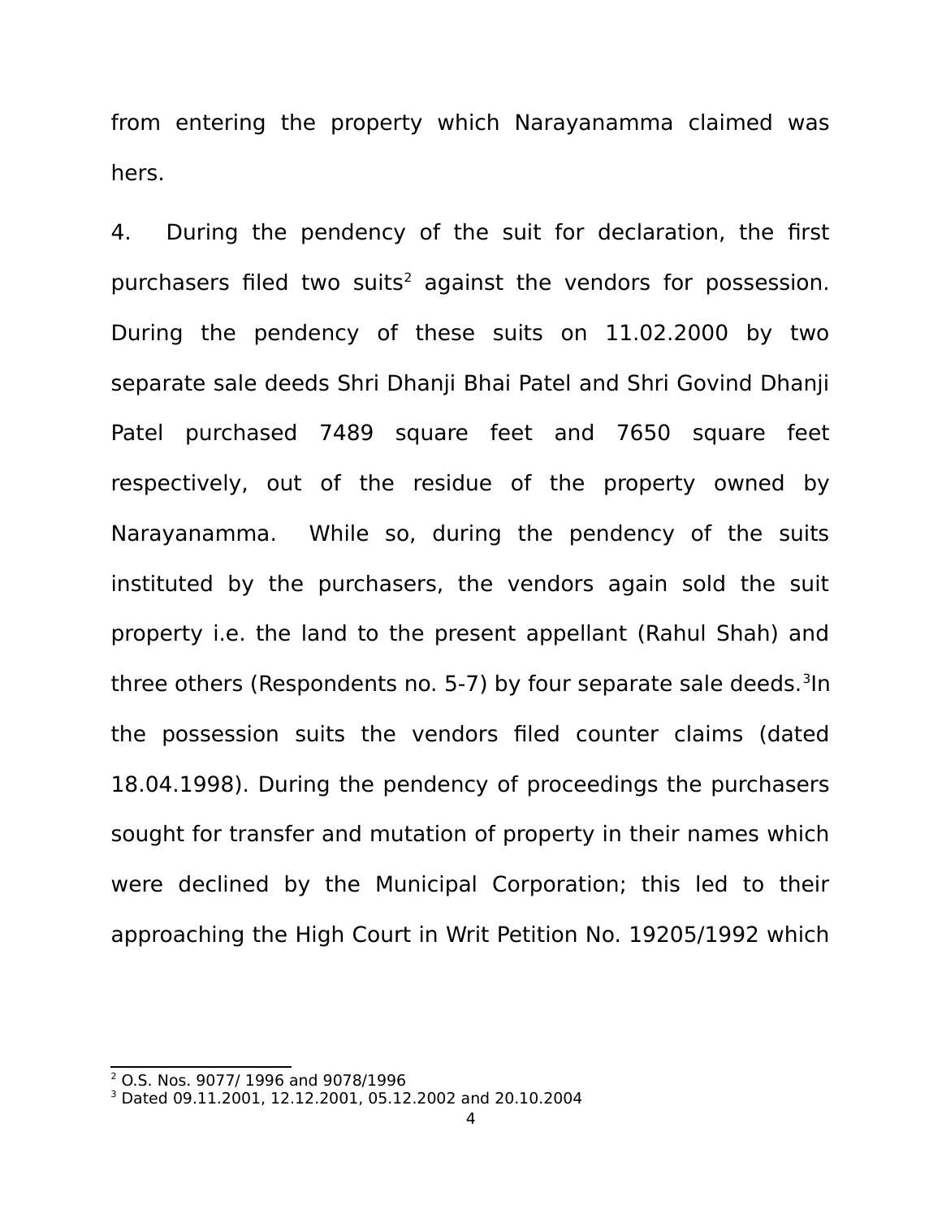from entering the property which Narayanamma claimed was hers.

4. During the pendency of the suit for declaration, the first purchasers filed two suits[2] against the vendors for possession. During the pendency of these suits on 11.02.2000 by two separate sale deeds Shri Dhanji Bhai Patel and Shri Govind Dhanji Patel purchased 7489 square feet and 7650 square feet respectively, out of the residue of the property owned by Narayanamma. While so, during the pendency of the suits instituted by the purchasers, the vendors again sold the suit property i.e. the land to the present appellant (Rahul Shah) and three others (Respondents no. 5-7) by four separate sale deeds.[3]In the possession suits the vendors filed counter claims (dated 18.04.1998). During the pendency of proceedings the purchasers sought for transfer and mutation of property in their names which were declined by the Municipal Corporation; this led to their approaching the High Court in Writ Petition No. 19205/1992 which

---

[2] O.S. Nos. 9077/ 1996 and 9078/1996

[3] Dated 09.11.2001, 12.12.2001, 05.12.2002 and 20.10.2004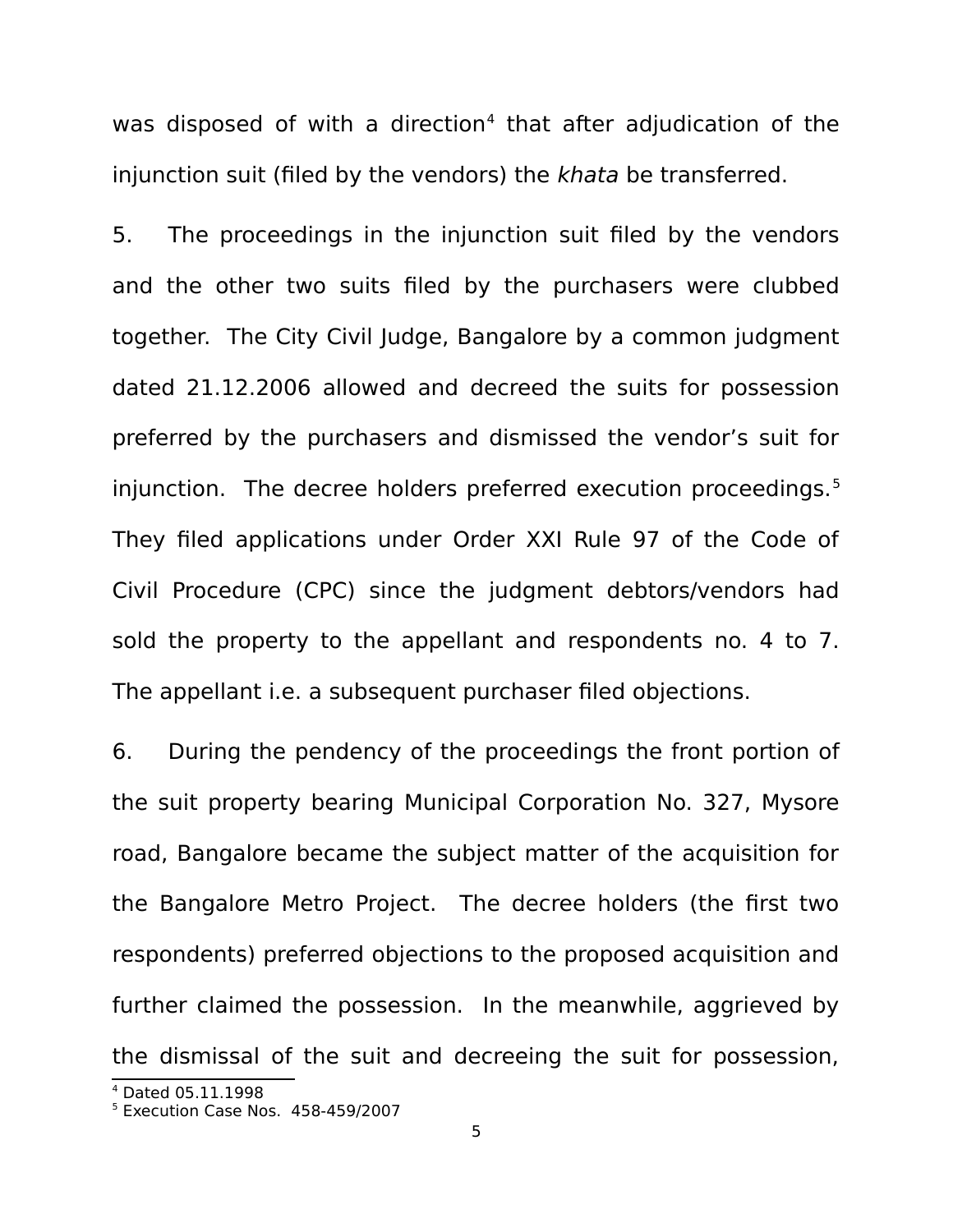was disposed of with a direction[4] that after adjudication of the injunction suit (filed by the vendors) the *khata* be transferred.

5. The proceedings in the injunction suit filed by the vendors and the other two suits filed by the purchasers were clubbed together. The City Civil Judge, Bangalore by a common judgment dated 21.12.2006 allowed and decreed the suits for possession preferred by the purchasers and dismissed the vendor's suit for injunction. The decree holders preferred execution proceedings.[5] They filed applications under Order XXI Rule 97 of the Code of Civil Procedure (CPC) since the judgment debtors/vendors had sold the property to the appellant and respondents no. 4 to 7. The appellant i.e. a subsequent purchaser filed objections.

6. During the pendency of the proceedings the front portion of the suit property bearing Municipal Corporation No. 327, Mysore road, Bangalore became the subject matter of the acquisition for the Bangalore Metro Project. The decree holders (the first two respondents) preferred objections to the proposed acquisition and further claimed the possession. In the meanwhile, aggrieved by the dismissal of the suit and decreeing the suit for possession,

---

[4] Dated 05.11.1998

[5] Execution Case Nos. 458-459/2007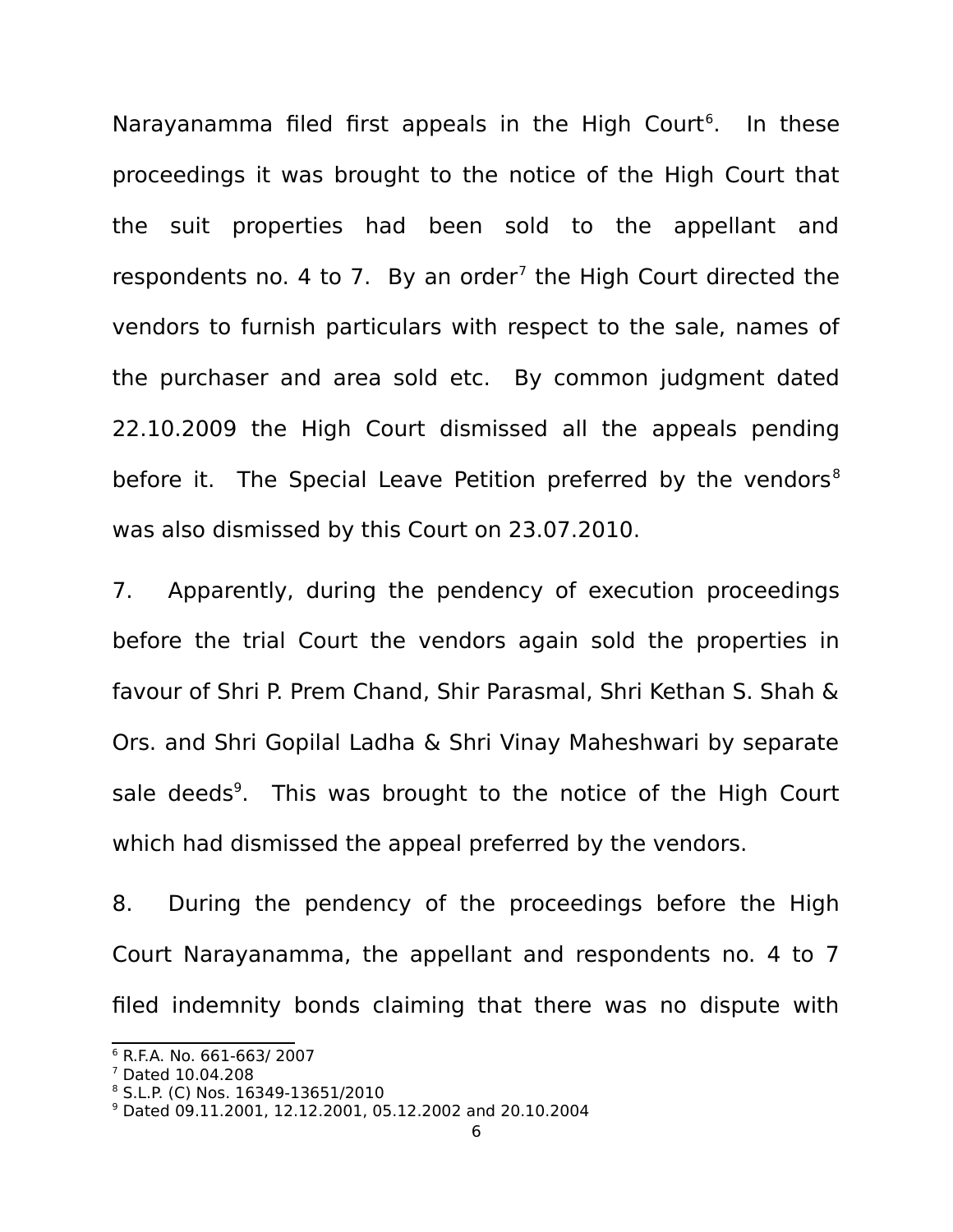Narayanamma filed first appeals in the High Court[6]. In these proceedings it was brought to the notice of the High Court that the suit properties had been sold to the appellant and respondents no. 4 to 7. By an order[7] the High Court directed the vendors to furnish particulars with respect to the sale, names of the purchaser and area sold etc. By common judgment dated 22.10.2009 the High Court dismissed all the appeals pending before it. The Special Leave Petition preferred by the vendors[8] was also dismissed by this Court on 23.07.2010.

7. Apparently, during the pendency of execution proceedings before the trial Court the vendors again sold the properties in favour of Shri P. Prem Chand, Shir Parasmal, Shri Kethan S. Shah & Ors. and Shri Gopilal Ladha & Shri Vinay Maheshwari by separate sale deeds[9]. This was brought to the notice of the High Court which had dismissed the appeal preferred by the vendors.

8. During the pendency of the proceedings before the High Court Narayanamma, the appellant and respondents no. 4 to 7 filed indemnity bonds claiming that there was no dispute with

---

[6] R.F.A. No. 661-663/ 2007

[7] Dated 10.04.208

[8] S.L.P. (C) Nos. 16349-13651/2010

[9] Dated 09.11.2001, 12.12.2001, 05.12.2002 and 20.10.2004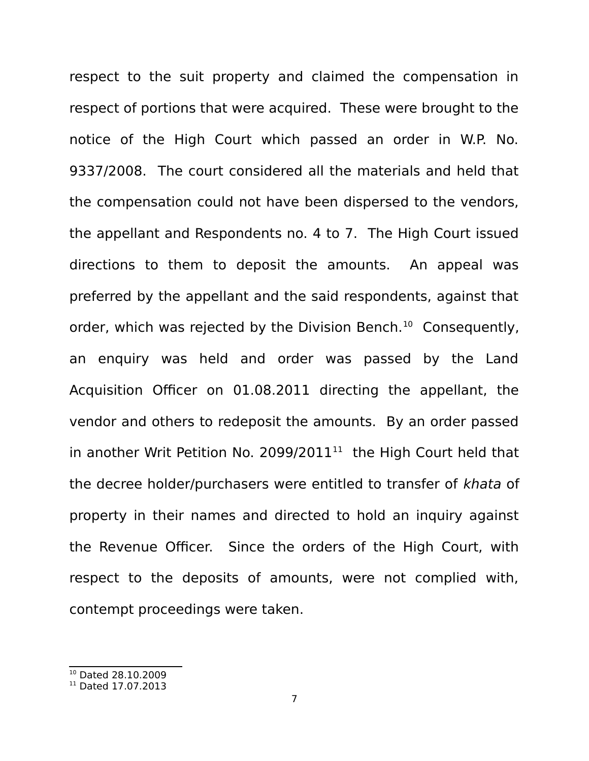respect to the suit property and claimed the compensation in respect of portions that were acquired. These were brought to the notice of the High Court which passed an order in W.P. No. 9337/2008. The court considered all the materials and held that the compensation could not have been dispersed to the vendors, the appellant and Respondents no. 4 to 7. The High Court issued directions to them to deposit the amounts. An appeal was preferred by the appellant and the said respondents, against that order, which was rejected by the Division Bench.[10] Consequently, an enquiry was held and order was passed by the Land Acquisition Officer on 01.08.2011 directing the appellant, the vendor and others to redeposit the amounts. By an order passed in another Writ Petition No. 2099/2011[11] the High Court held that the decree holder/purchasers were entitled to transfer of *khata* of property in their names and directed to hold an inquiry against the Revenue Officer. Since the orders of the High Court, with respect to the deposits of amounts, were not complied with, contempt proceedings were taken.

---

[10] Dated 28.10.2009

[11] Dated 17.07.2013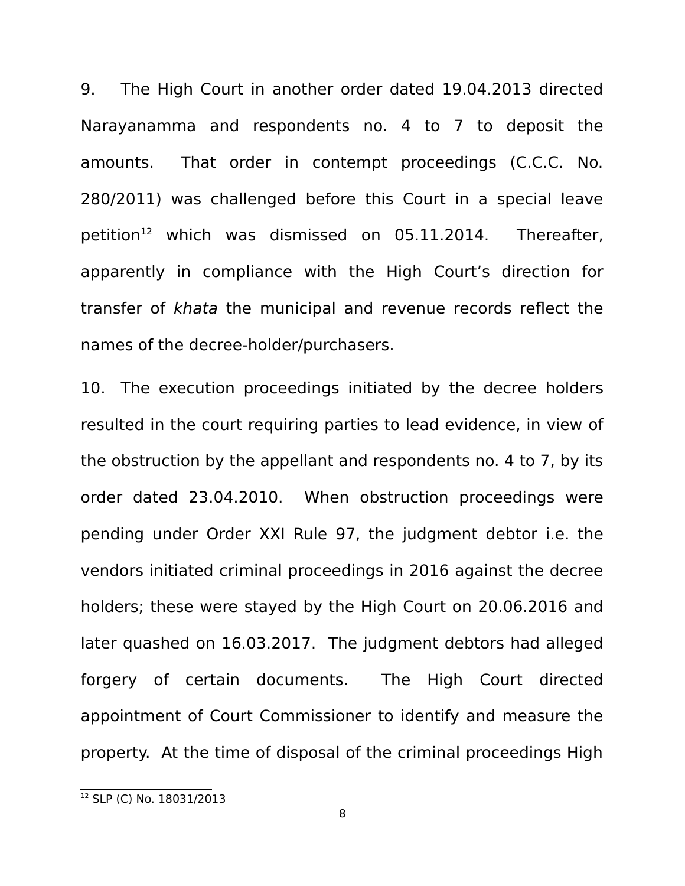9. The High Court in another order dated 19.04.2013 directed Narayanamma and respondents no. 4 to 7 to deposit the amounts. That order in contempt proceedings (C.C.C. No. 280/2011) was challenged before this Court in a special leave petition[12] which was dismissed on 05.11.2014. Thereafter, apparently in compliance with the High Court's direction for transfer of *khata* the municipal and revenue records reflect the names of the decree-holder/purchasers.

10. The execution proceedings initiated by the decree holders resulted in the court requiring parties to lead evidence, in view of the obstruction by the appellant and respondents no. 4 to 7, by its order dated 23.04.2010. When obstruction proceedings were pending under Order XXI Rule 97, the judgment debtor i.e. the vendors initiated criminal proceedings in 2016 against the decree holders; these were stayed by the High Court on 20.06.2016 and later quashed on 16.03.2017. The judgment debtors had alleged forgery of certain documents. The High Court directed appointment of Court Commissioner to identify and measure the property. At the time of disposal of the criminal proceedings High

---

[12] SLP (C) No. 18031/2013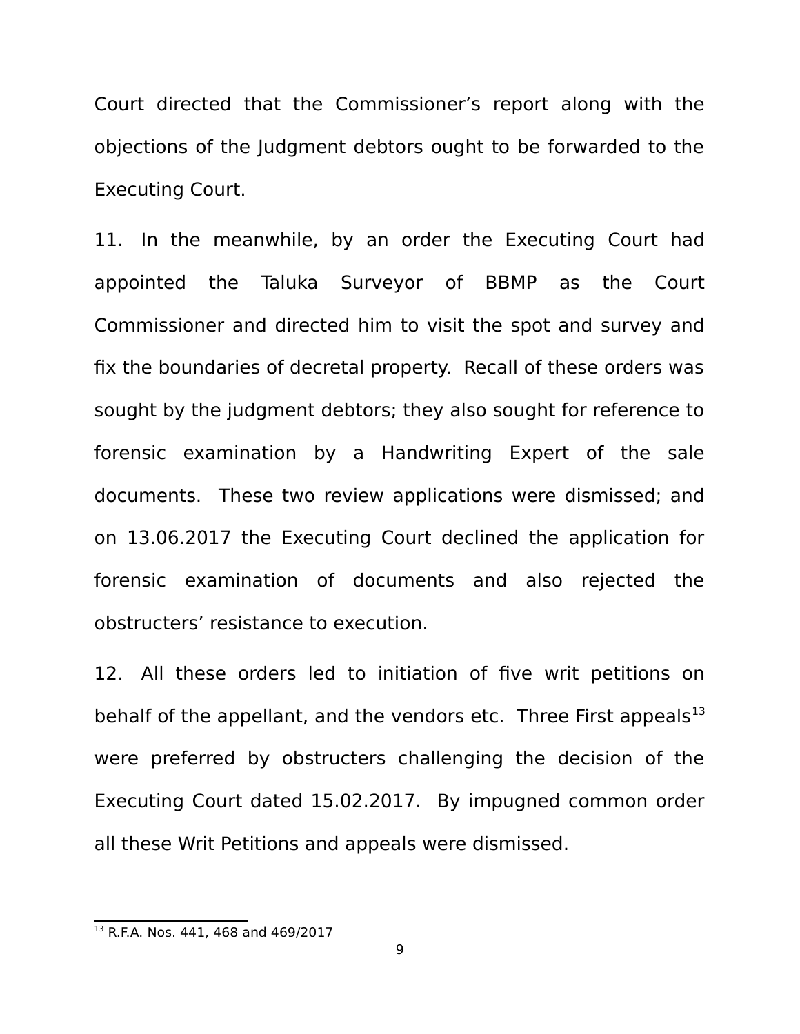Court directed that the Commissioner's report along with the objections of the Judgment debtors ought to be forwarded to the Executing Court.

11. In the meanwhile, by an order the Executing Court had appointed the Taluka Surveyor of BBMP as the Court Commissioner and directed him to visit the spot and survey and fix the boundaries of decretal property. Recall of these orders was sought by the judgment debtors; they also sought for reference to forensic examination by a Handwriting Expert of the sale documents. These two review applications were dismissed; and on 13.06.2017 the Executing Court declined the application for forensic examination of documents and also rejected the obstructers' resistance to execution.

12. All these orders led to initiation of five writ petitions on behalf of the appellant, and the vendors etc. Three First appeals[13] were preferred by obstructers challenging the decision of the Executing Court dated 15.02.2017. By impugned common order all these Writ Petitions and appeals were dismissed.

[13] R.F.A. Nos. 441, 468 and 469/2017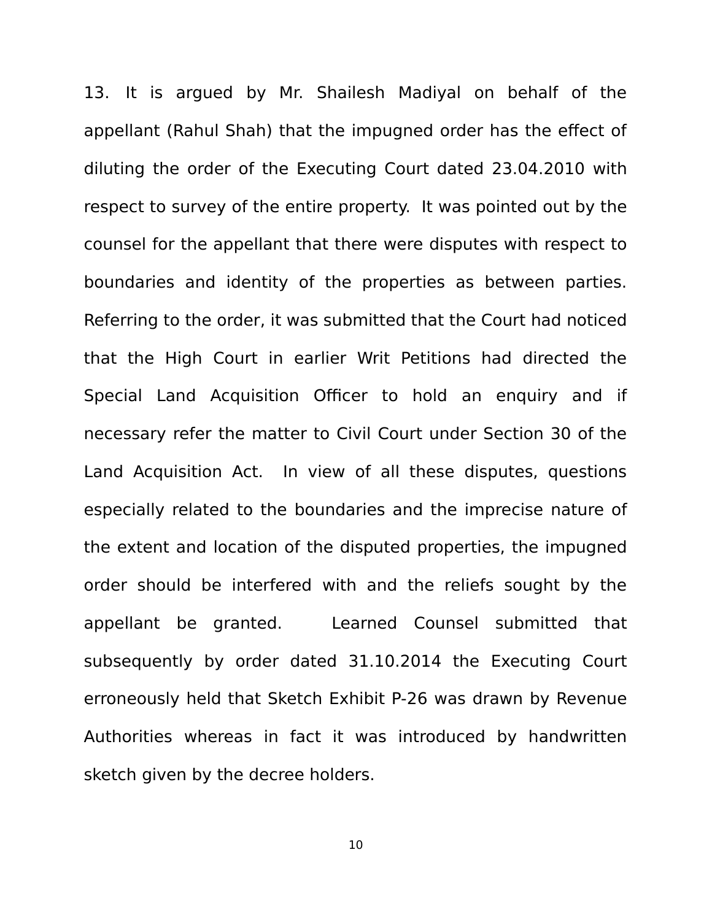13. It is argued by Mr. Shailesh Madiyal on behalf of the appellant (Rahul Shah) that the impugned order has the effect of diluting the order of the Executing Court dated 23.04.2010 with respect to survey of the entire property. It was pointed out by the counsel for the appellant that there were disputes with respect to boundaries and identity of the properties as between parties. Referring to the order, it was submitted that the Court had noticed that the High Court in earlier Writ Petitions had directed the Special Land Acquisition Officer to hold an enquiry and if necessary refer the matter to Civil Court under Section 30 of the Land Acquisition Act. In view of all these disputes, questions especially related to the boundaries and the imprecise nature of the extent and location of the disputed properties, the impugned order should be interfered with and the reliefs sought by the appellant be granted. Learned Counsel submitted that subsequently by order dated 31.10.2014 the Executing Court erroneously held that Sketch Exhibit P-26 was drawn by Revenue Authorities whereas in fact it was introduced by handwritten sketch given by the decree holders.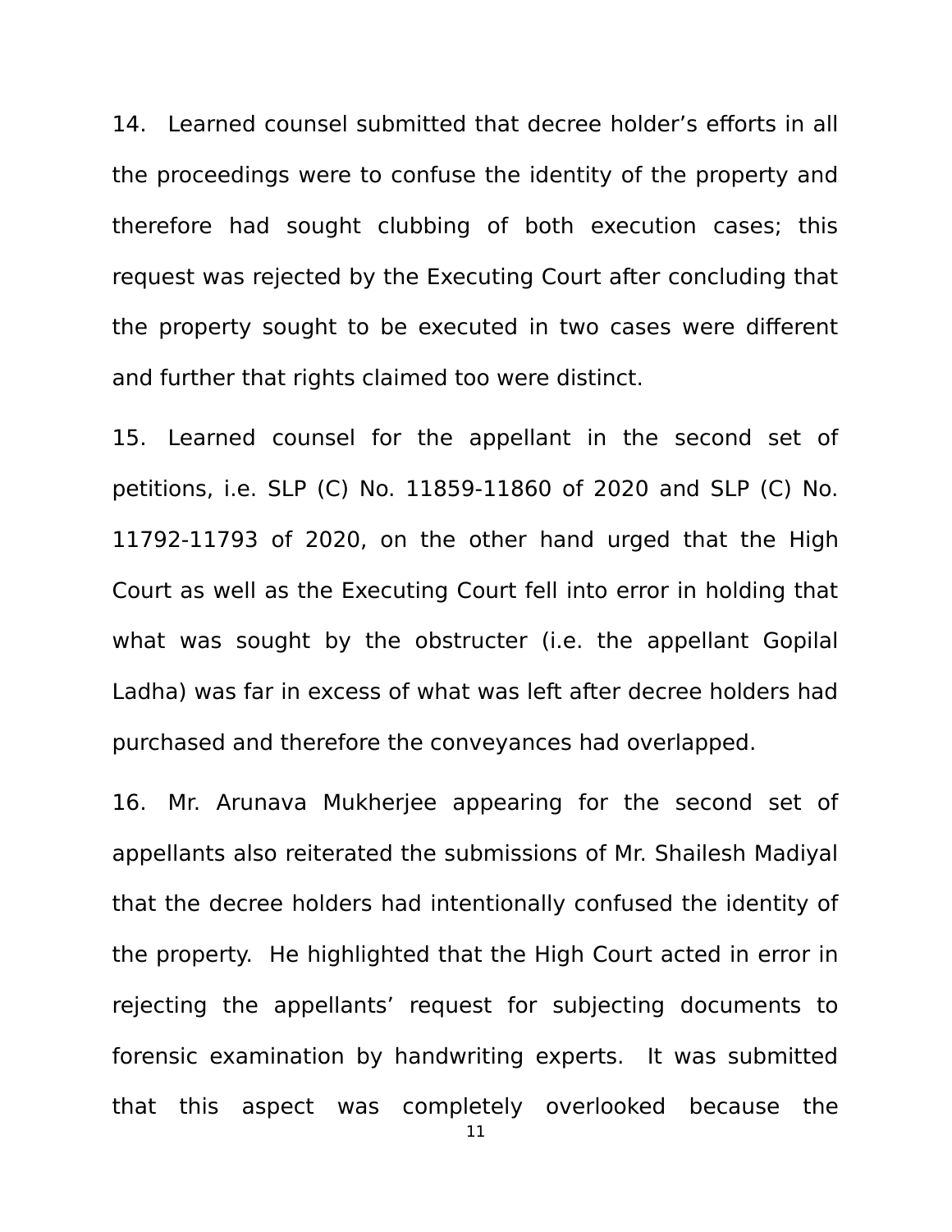14. Learned counsel submitted that decree holder's efforts in all the proceedings were to confuse the identity of the property and therefore had sought clubbing of both execution cases; this request was rejected by the Executing Court after concluding that the property sought to be executed in two cases were different and further that rights claimed too were distinct.

15. Learned counsel for the appellant in the second set of petitions, i.e. SLP (C) No. 11859-11860 of 2020 and SLP (C) No. 11792-11793 of 2020, on the other hand urged that the High Court as well as the Executing Court fell into error in holding that what was sought by the obstructer (i.e. the appellant Gopilal Ladha) was far in excess of what was left after decree holders had purchased and therefore the conveyances had overlapped.

16. Mr. Arunava Mukherjee appearing for the second set of appellants also reiterated the submissions of Mr. Shailesh Madiyal that the decree holders had intentionally confused the identity of the property. He highlighted that the High Court acted in error in rejecting the appellants' request for subjecting documents to forensic examination by handwriting experts. It was submitted that this aspect was completely overlooked because the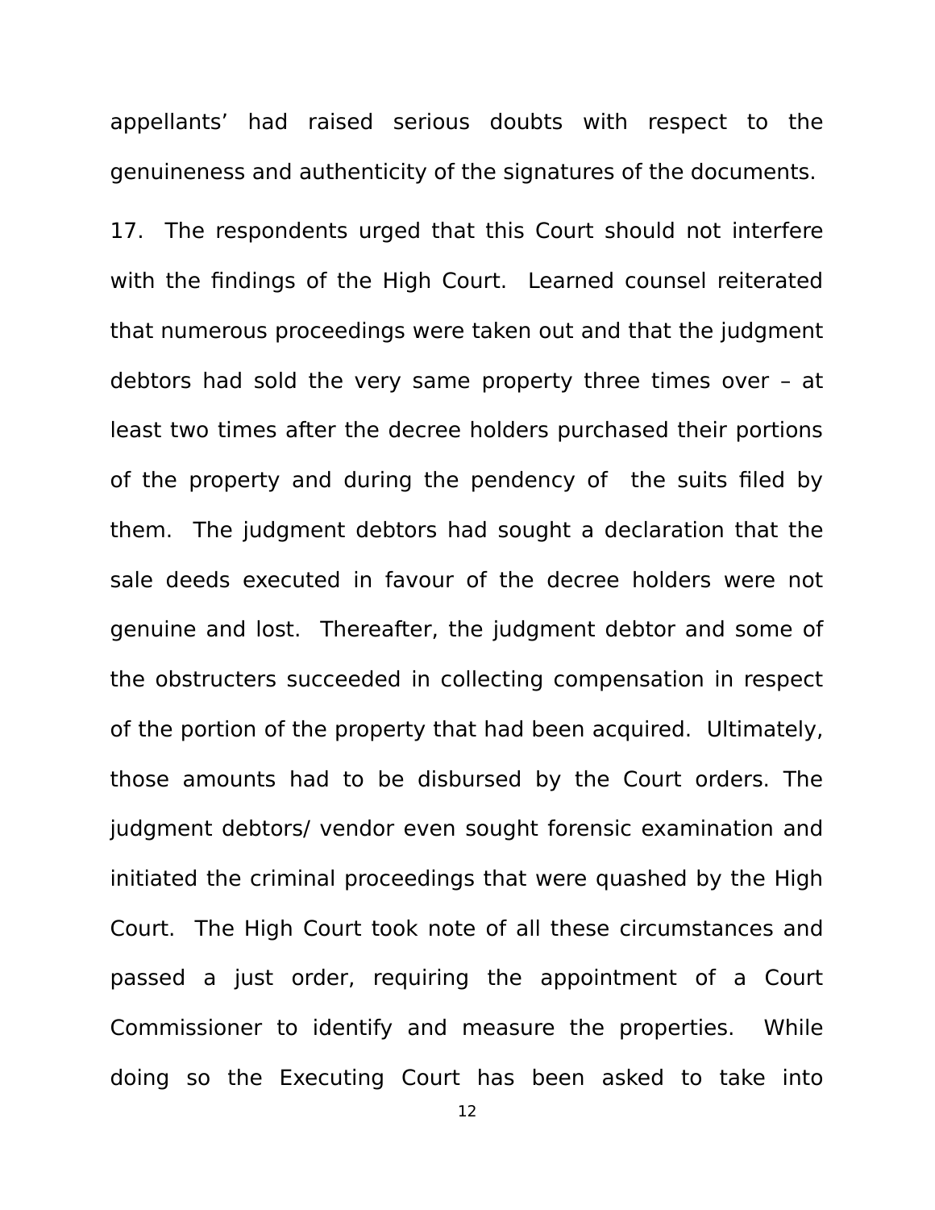appellants' had raised serious doubts with respect to the genuineness and authenticity of the signatures of the documents.

17. The respondents urged that this Court should not interfere with the findings of the High Court. Learned counsel reiterated that numerous proceedings were taken out and that the judgment debtors had sold the very same property three times over – at least two times after the decree holders purchased their portions of the property and during the pendency of the suits filed by them. The judgment debtors had sought a declaration that the sale deeds executed in favour of the decree holders were not genuine and lost. Thereafter, the judgment debtor and some of the obstructers succeeded in collecting compensation in respect of the portion of the property that had been acquired. Ultimately, those amounts had to be disbursed by the Court orders. The judgment debtors/ vendor even sought forensic examination and initiated the criminal proceedings that were quashed by the High Court. The High Court took note of all these circumstances and passed a just order, requiring the appointment of a Court Commissioner to identify and measure the properties. While doing so the Executing Court has been asked to take into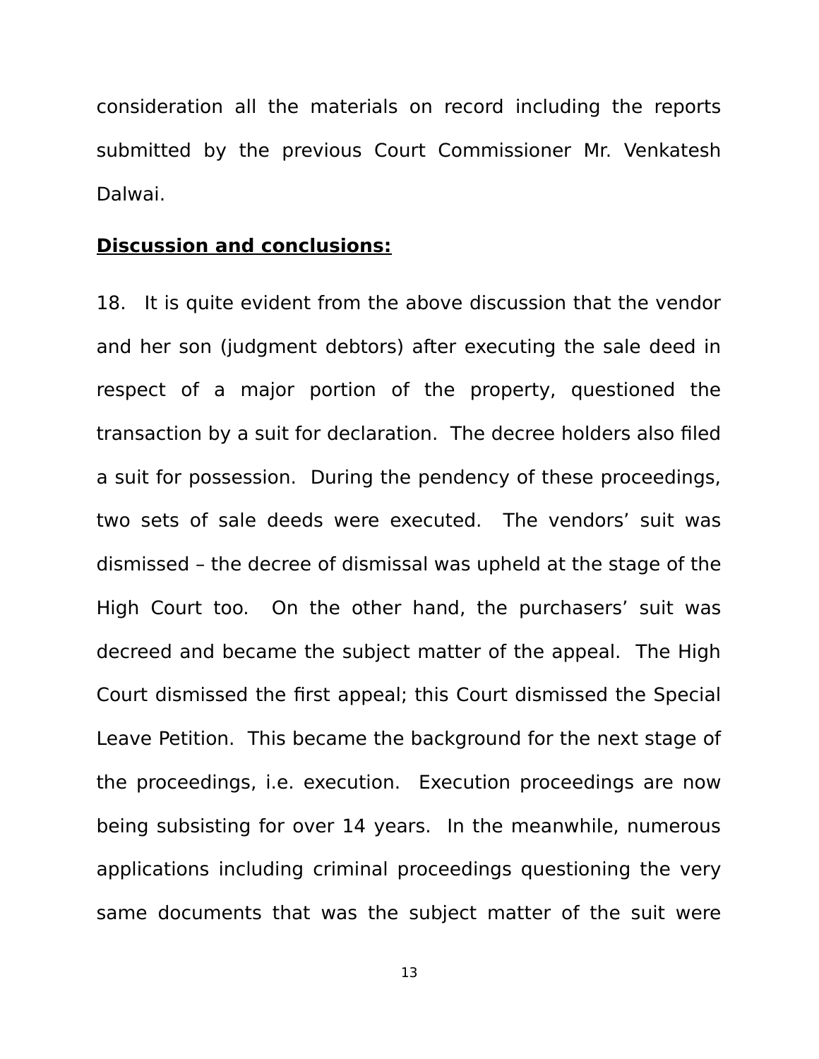consideration all the materials on record including the reports submitted by the previous Court Commissioner Mr. Venkatesh Dalwai.

**Discussion and conclusions:**

18. It is quite evident from the above discussion that the vendor and her son (judgment debtors) after executing the sale deed in respect of a major portion of the property, questioned the transaction by a suit for declaration. The decree holders also filed a suit for possession. During the pendency of these proceedings, two sets of sale deeds were executed. The vendors' suit was dismissed – the decree of dismissal was upheld at the stage of the High Court too. On the other hand, the purchasers' suit was decreed and became the subject matter of the appeal. The High Court dismissed the first appeal; this Court dismissed the Special Leave Petition. This became the background for the next stage of the proceedings, i.e. execution. Execution proceedings are now being subsisting for over 14 years. In the meanwhile, numerous applications including criminal proceedings questioning the very same documents that was the subject matter of the suit were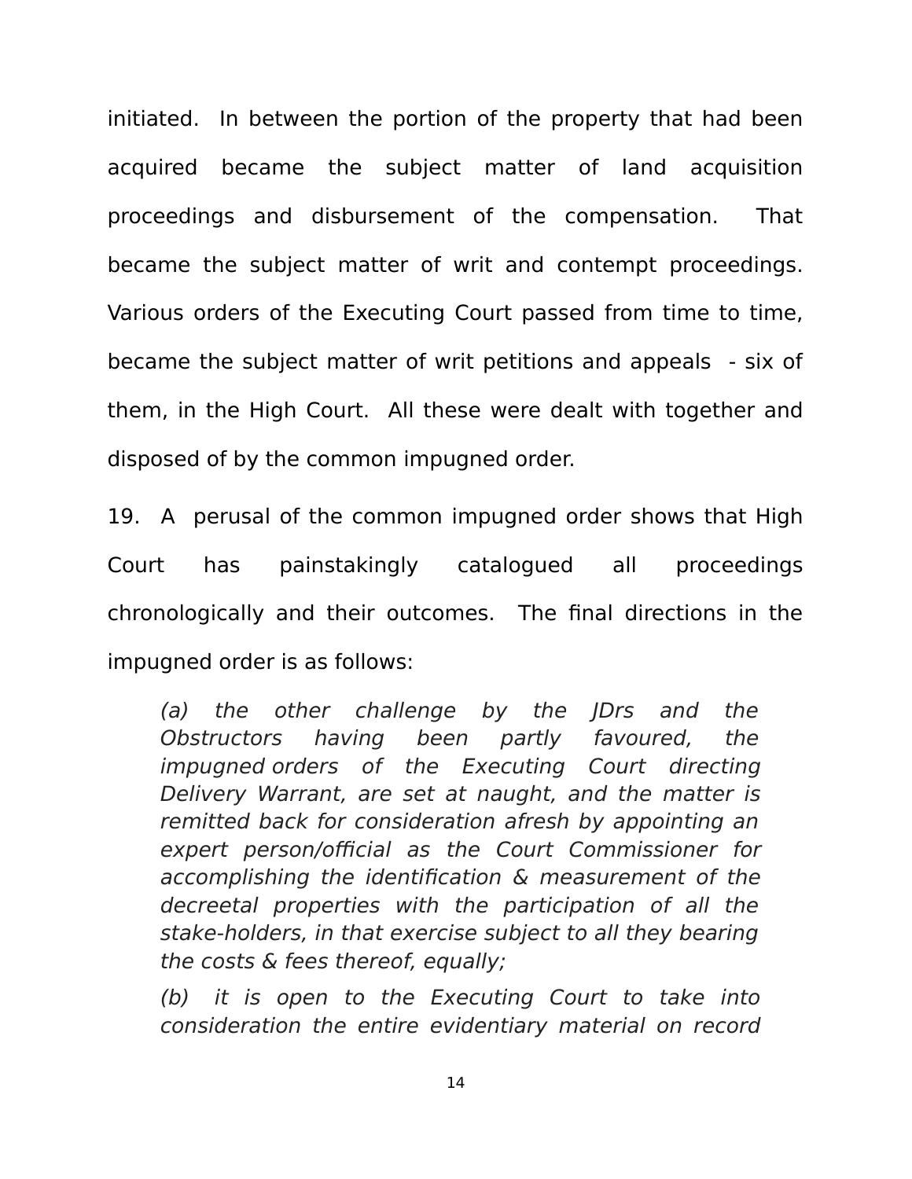initiated. In between the portion of the property that had been acquired became the subject matter of land acquisition proceedings and disbursement of the compensation. That became the subject matter of writ and contempt proceedings. Various orders of the Executing Court passed from time to time, became the subject matter of writ petitions and appeals - six of them, in the High Court. All these were dealt with together and disposed of by the common impugned order.

19. A perusal of the common impugned order shows that High Court has painstakingly catalogued all proceedings chronologically and their outcomes. The final directions in the impugned order is as follows:

> *(a) the other challenge by the JDrs and the Obstructors having been partly favoured, the impugned orders of the Executing Court directing Delivery Warrant, are set at naught, and the matter is remitted back for consideration afresh by appointing an expert person/official as the Court Commissioner for accomplishing the identification & measurement of the decreetal properties with the participation of all the stake-holders, in that exercise subject to all they bearing the costs & fees thereof, equally;*
>
> *(b) it is open to the Executing Court to take into consideration the entire evidentiary material on record*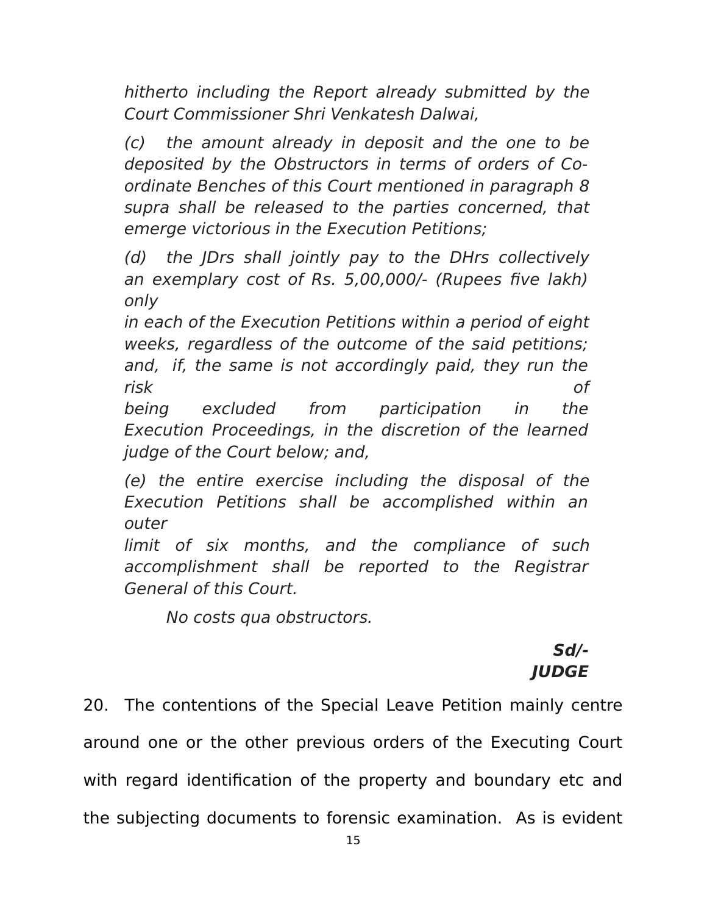*hitherto including the Report already submitted by the Court Commissioner Shri Venkatesh Dalwai,*

*(c) the amount already in deposit and the one to be deposited by the Obstructors in terms of orders of Co-ordinate Benches of this Court mentioned in paragraph 8 supra shall be released to the parties concerned, that emerge victorious in the Execution Petitions;*

*(d) the JDrs shall jointly pay to the DHrs collectively an exemplary cost of Rs. 5,00,000/- (Rupees five lakh) only in each of the Execution Petitions within a period of eight weeks, regardless of the outcome of the said petitions; and, if, the same is not accordingly paid, they run the risk of being excluded from participation in the Execution Proceedings, in the discretion of the learned judge of the Court below; and,*

*(e) the entire exercise including the disposal of the Execution Petitions shall be accomplished within an outer limit of six months, and the compliance of such accomplishment shall be reported to the Registrar General of this Court.*

*No costs qua obstructors.*

***Sd/-***
***JUDGE***

20. The contentions of the Special Leave Petition mainly centre around one or the other previous orders of the Executing Court with regard identification of the property and boundary etc and the subjecting documents to forensic examination. As is evident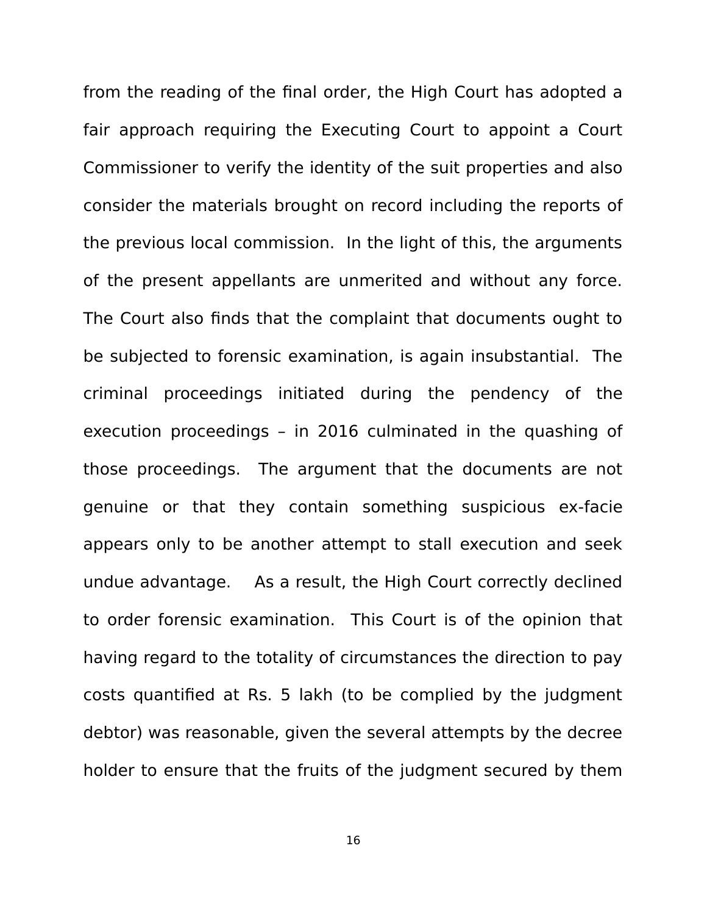from the reading of the final order, the High Court has adopted a fair approach requiring the Executing Court to appoint a Court Commissioner to verify the identity of the suit properties and also consider the materials brought on record including the reports of the previous local commission. In the light of this, the arguments of the present appellants are unmerited and without any force. The Court also finds that the complaint that documents ought to be subjected to forensic examination, is again insubstantial. The criminal proceedings initiated during the pendency of the execution proceedings – in 2016 culminated in the quashing of those proceedings. The argument that the documents are not genuine or that they contain something suspicious ex-facie appears only to be another attempt to stall execution and seek undue advantage. As a result, the High Court correctly declined to order forensic examination. This Court is of the opinion that having regard to the totality of circumstances the direction to pay costs quantified at Rs. 5 lakh (to be complied by the judgment debtor) was reasonable, given the several attempts by the decree holder to ensure that the fruits of the judgment secured by them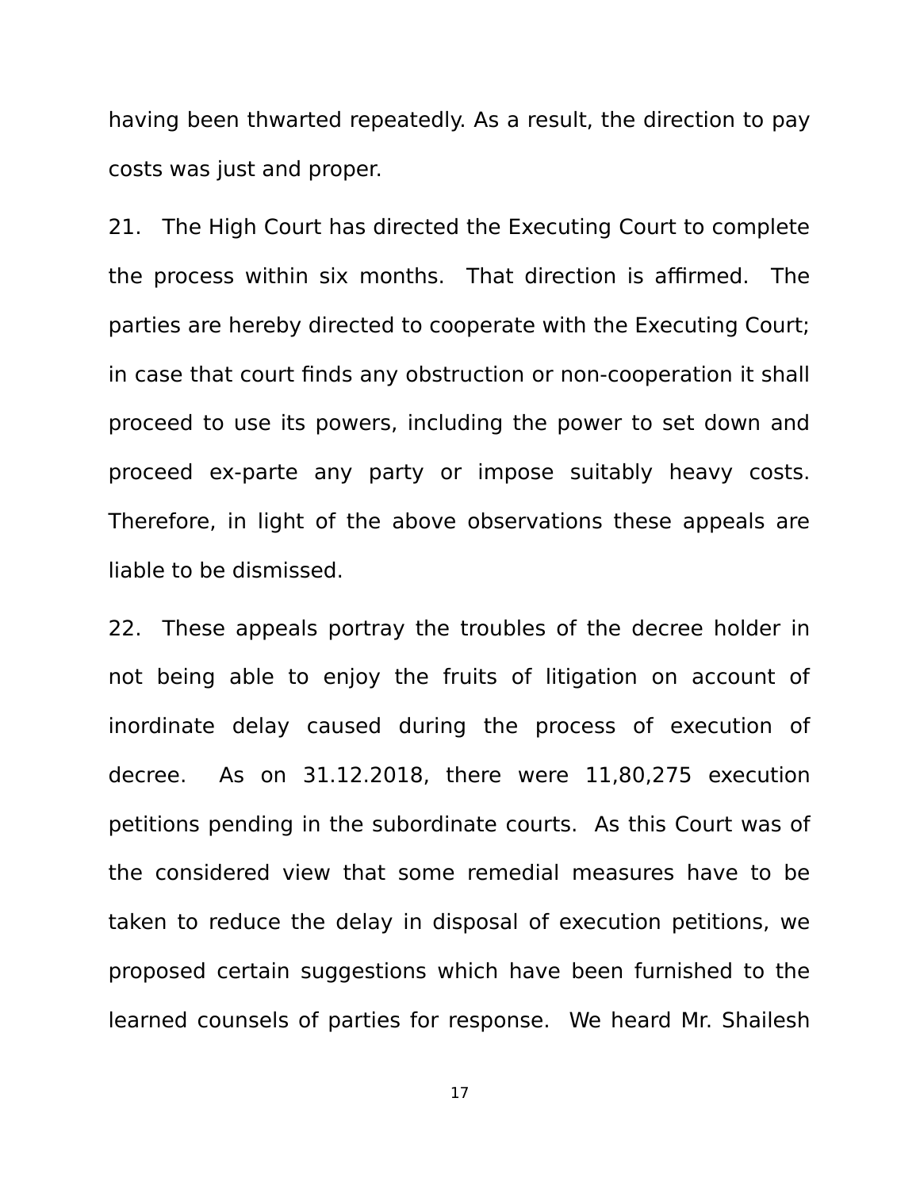having been thwarted repeatedly. As a result, the direction to pay costs was just and proper.

21. The High Court has directed the Executing Court to complete the process within six months. That direction is affirmed. The parties are hereby directed to cooperate with the Executing Court; in case that court finds any obstruction or non-cooperation it shall proceed to use its powers, including the power to set down and proceed ex-parte any party or impose suitably heavy costs. Therefore, in light of the above observations these appeals are liable to be dismissed.

22. These appeals portray the troubles of the decree holder in not being able to enjoy the fruits of litigation on account of inordinate delay caused during the process of execution of decree. As on 31.12.2018, there were 11,80,275 execution petitions pending in the subordinate courts. As this Court was of the considered view that some remedial measures have to be taken to reduce the delay in disposal of execution petitions, we proposed certain suggestions which have been furnished to the learned counsels of parties for response. We heard Mr. Shailesh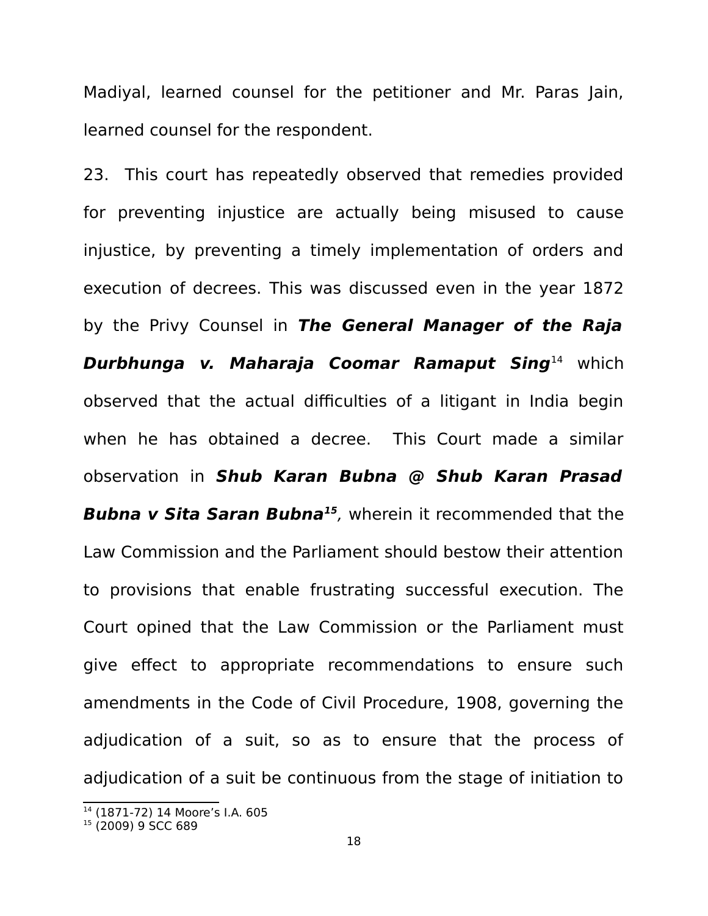Madiyal, learned counsel for the petitioner and Mr. Paras Jain, learned counsel for the respondent.

23. This court has repeatedly observed that remedies provided for preventing injustice are actually being misused to cause injustice, by preventing a timely implementation of orders and execution of decrees. This was discussed even in the year 1872 by the Privy Counsel in ***The General Manager of the Raja Durbhunga v. Maharaja Coomar Ramaput Sing***[14] which observed that the actual difficulties of a litigant in India begin when he has obtained a decree. This Court made a similar observation in ***Shub Karan Bubna @ Shub Karan Prasad Bubna v Sita Saran Bubna***[15], wherein it recommended that the Law Commission and the Parliament should bestow their attention to provisions that enable frustrating successful execution. The Court opined that the Law Commission or the Parliament must give effect to appropriate recommendations to ensure such amendments in the Code of Civil Procedure, 1908, governing the adjudication of a suit, so as to ensure that the process of adjudication of a suit be continuous from the stage of initiation to

---

[14] (1871-72) 14 Moore's I.A. 605

[15] (2009) 9 SCC 689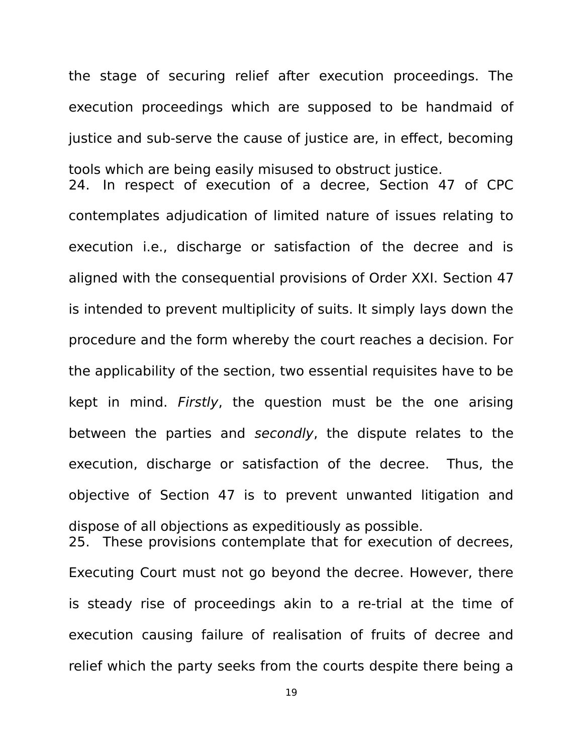the stage of securing relief after execution proceedings. The execution proceedings which are supposed to be handmaid of justice and sub-serve the cause of justice are, in effect, becoming tools which are being easily misused to obstruct justice.

24. In respect of execution of a decree, Section 47 of CPC contemplates adjudication of limited nature of issues relating to execution i.e., discharge or satisfaction of the decree and is aligned with the consequential provisions of Order XXI. Section 47 is intended to prevent multiplicity of suits. It simply lays down the procedure and the form whereby the court reaches a decision. For the applicability of the section, two essential requisites have to be kept in mind. *Firstly*, the question must be the one arising between the parties and *secondly*, the dispute relates to the execution, discharge or satisfaction of the decree. Thus, the objective of Section 47 is to prevent unwanted litigation and dispose of all objections as expeditiously as possible.

25. These provisions contemplate that for execution of decrees, Executing Court must not go beyond the decree. However, there is steady rise of proceedings akin to a re-trial at the time of execution causing failure of realisation of fruits of decree and relief which the party seeks from the courts despite there being a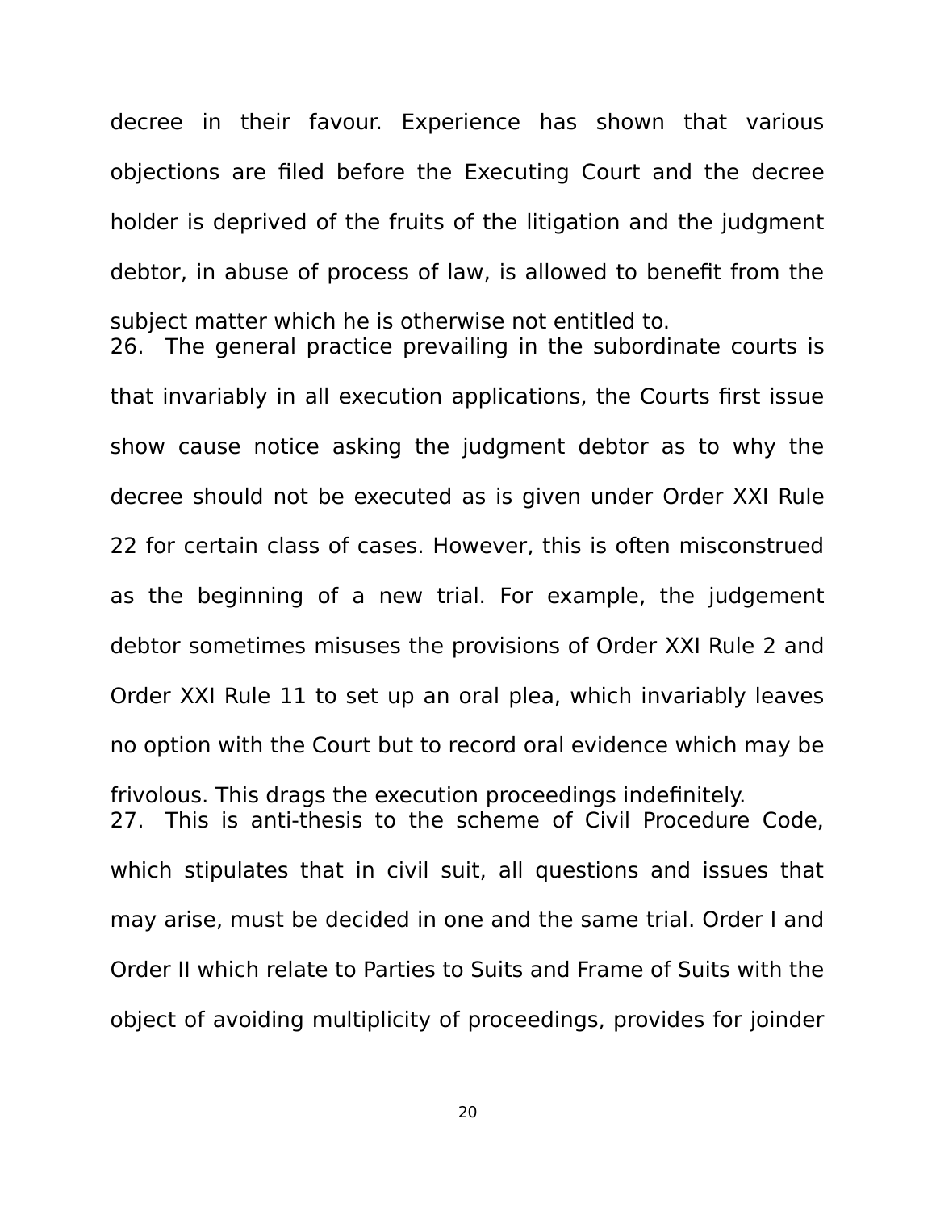decree in their favour. Experience has shown that various objections are filed before the Executing Court and the decree holder is deprived of the fruits of the litigation and the judgment debtor, in abuse of process of law, is allowed to benefit from the subject matter which he is otherwise not entitled to.

26. The general practice prevailing in the subordinate courts is that invariably in all execution applications, the Courts first issue show cause notice asking the judgment debtor as to why the decree should not be executed as is given under Order XXI Rule 22 for certain class of cases. However, this is often misconstrued as the beginning of a new trial. For example, the judgement debtor sometimes misuses the provisions of Order XXI Rule 2 and Order XXI Rule 11 to set up an oral plea, which invariably leaves no option with the Court but to record oral evidence which may be frivolous. This drags the execution proceedings indefinitely.

27. This is anti-thesis to the scheme of Civil Procedure Code, which stipulates that in civil suit, all questions and issues that may arise, must be decided in one and the same trial. Order I and Order II which relate to Parties to Suits and Frame of Suits with the object of avoiding multiplicity of proceedings, provides for joinder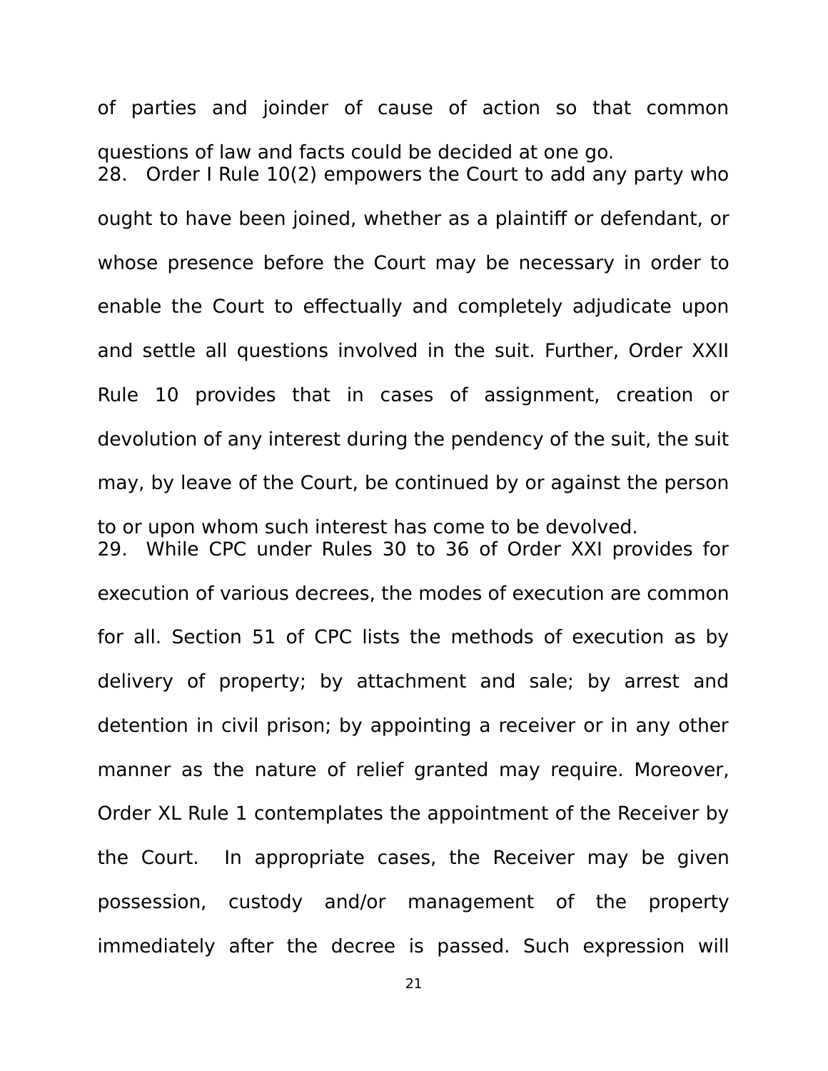of parties and joinder of cause of action so that common questions of law and facts could be decided at one go.

28. Order I Rule 10(2) empowers the Court to add any party who ought to have been joined, whether as a plaintiff or defendant, or whose presence before the Court may be necessary in order to enable the Court to effectually and completely adjudicate upon and settle all questions involved in the suit. Further, Order XXII Rule 10 provides that in cases of assignment, creation or devolution of any interest during the pendency of the suit, the suit may, by leave of the Court, be continued by or against the person to or upon whom such interest has come to be devolved.

29. While CPC under Rules 30 to 36 of Order XXI provides for execution of various decrees, the modes of execution are common for all. Section 51 of CPC lists the methods of execution as by delivery of property; by attachment and sale; by arrest and detention in civil prison; by appointing a receiver or in any other manner as the nature of relief granted may require. Moreover, Order XL Rule 1 contemplates the appointment of the Receiver by the Court. In appropriate cases, the Receiver may be given possession, custody and/or management of the property immediately after the decree is passed. Such expression will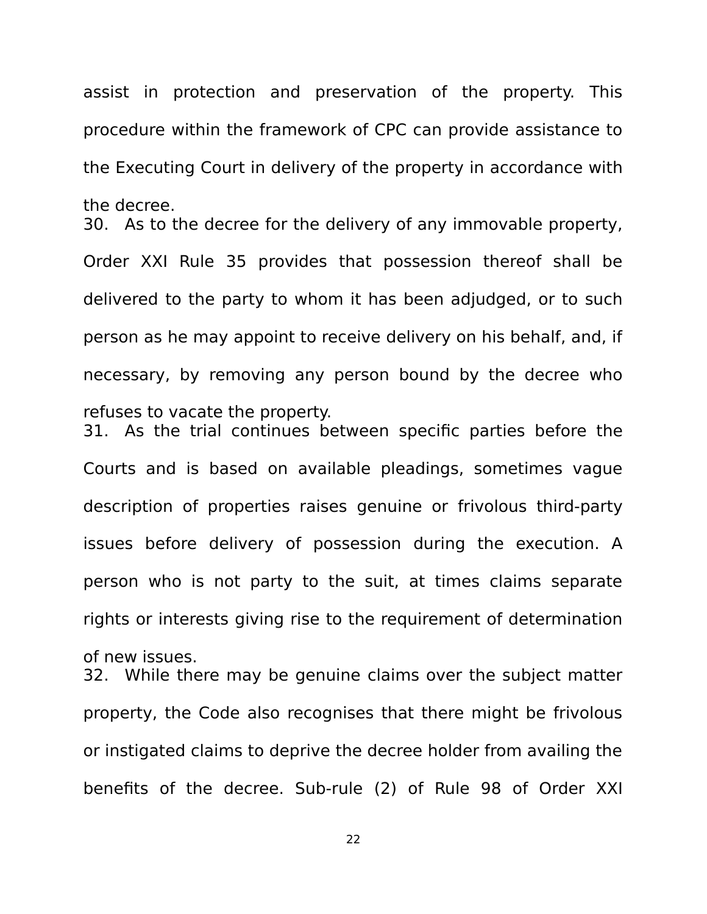assist in protection and preservation of the property. This procedure within the framework of CPC can provide assistance to the Executing Court in delivery of the property in accordance with the decree.

30. As to the decree for the delivery of any immovable property, Order XXI Rule 35 provides that possession thereof shall be delivered to the party to whom it has been adjudged, or to such person as he may appoint to receive delivery on his behalf, and, if necessary, by removing any person bound by the decree who refuses to vacate the property.

31. As the trial continues between specific parties before the Courts and is based on available pleadings, sometimes vague description of properties raises genuine or frivolous third-party issues before delivery of possession during the execution. A person who is not party to the suit, at times claims separate rights or interests giving rise to the requirement of determination of new issues.

32. While there may be genuine claims over the subject matter property, the Code also recognises that there might be frivolous or instigated claims to deprive the decree holder from availing the benefits of the decree. Sub-rule (2) of Rule 98 of Order XXI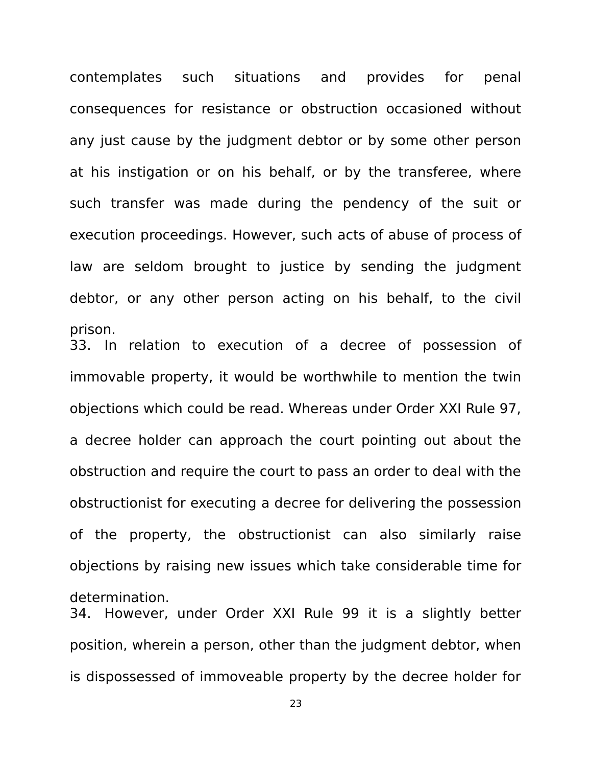contemplates such situations and provides for penal consequences for resistance or obstruction occasioned without any just cause by the judgment debtor or by some other person at his instigation or on his behalf, or by the transferee, where such transfer was made during the pendency of the suit or execution proceedings. However, such acts of abuse of process of law are seldom brought to justice by sending the judgment debtor, or any other person acting on his behalf, to the civil prison.

33. In relation to execution of a decree of possession of immovable property, it would be worthwhile to mention the twin objections which could be read. Whereas under Order XXI Rule 97, a decree holder can approach the court pointing out about the obstruction and require the court to pass an order to deal with the obstructionist for executing a decree for delivering the possession of the property, the obstructionist can also similarly raise objections by raising new issues which take considerable time for determination.

34. However, under Order XXI Rule 99 it is a slightly better position, wherein a person, other than the judgment debtor, when is dispossessed of immoveable property by the decree holder for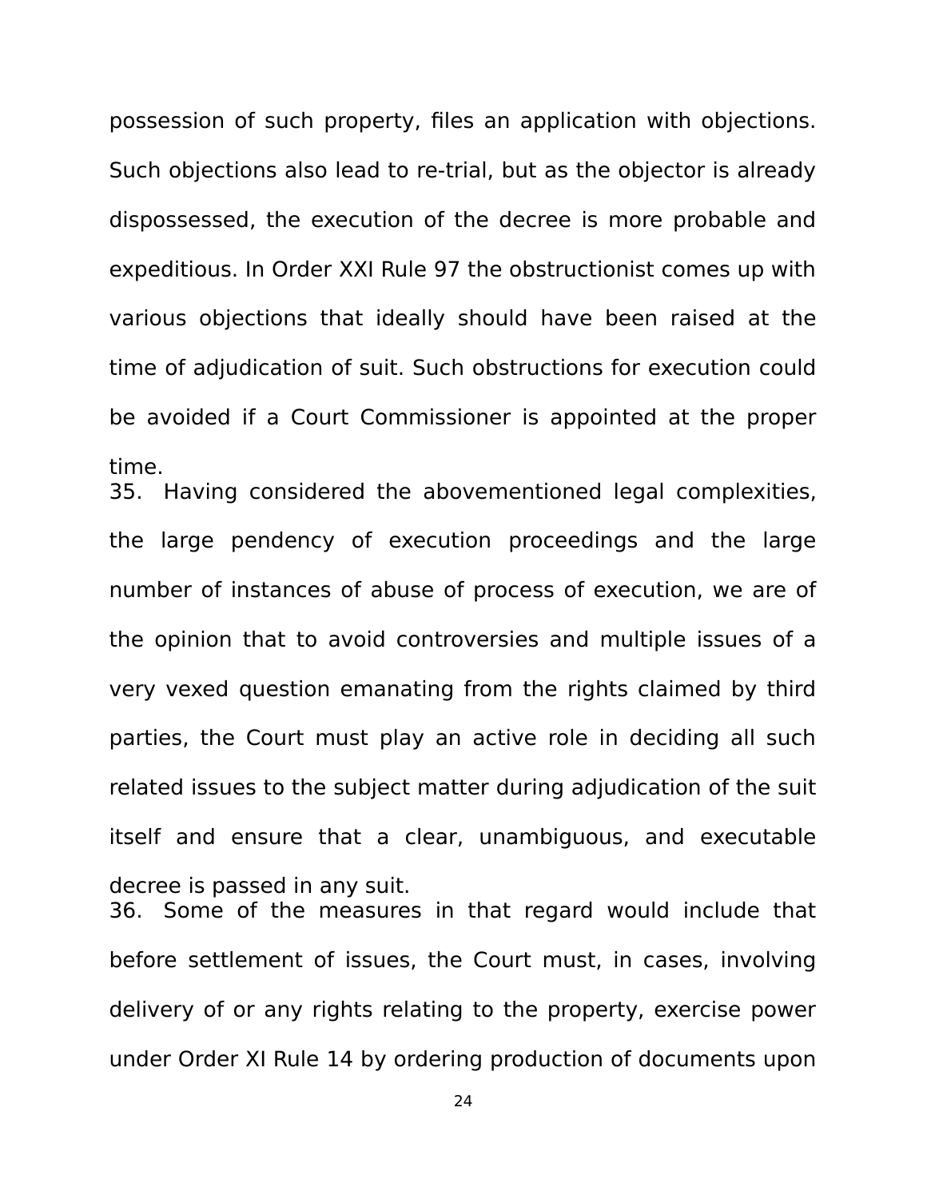possession of such property, files an application with objections. Such objections also lead to re-trial, but as the objector is already dispossessed, the execution of the decree is more probable and expeditious. In Order XXI Rule 97 the obstructionist comes up with various objections that ideally should have been raised at the time of adjudication of suit. Such obstructions for execution could be avoided if a Court Commissioner is appointed at the proper time.

35. Having considered the abovementioned legal complexities, the large pendency of execution proceedings and the large number of instances of abuse of process of execution, we are of the opinion that to avoid controversies and multiple issues of a very vexed question emanating from the rights claimed by third parties, the Court must play an active role in deciding all such related issues to the subject matter during adjudication of the suit itself and ensure that a clear, unambiguous, and executable decree is passed in any suit.

36. Some of the measures in that regard would include that before settlement of issues, the Court must, in cases, involving delivery of or any rights relating to the property, exercise power under Order XI Rule 14 by ordering production of documents upon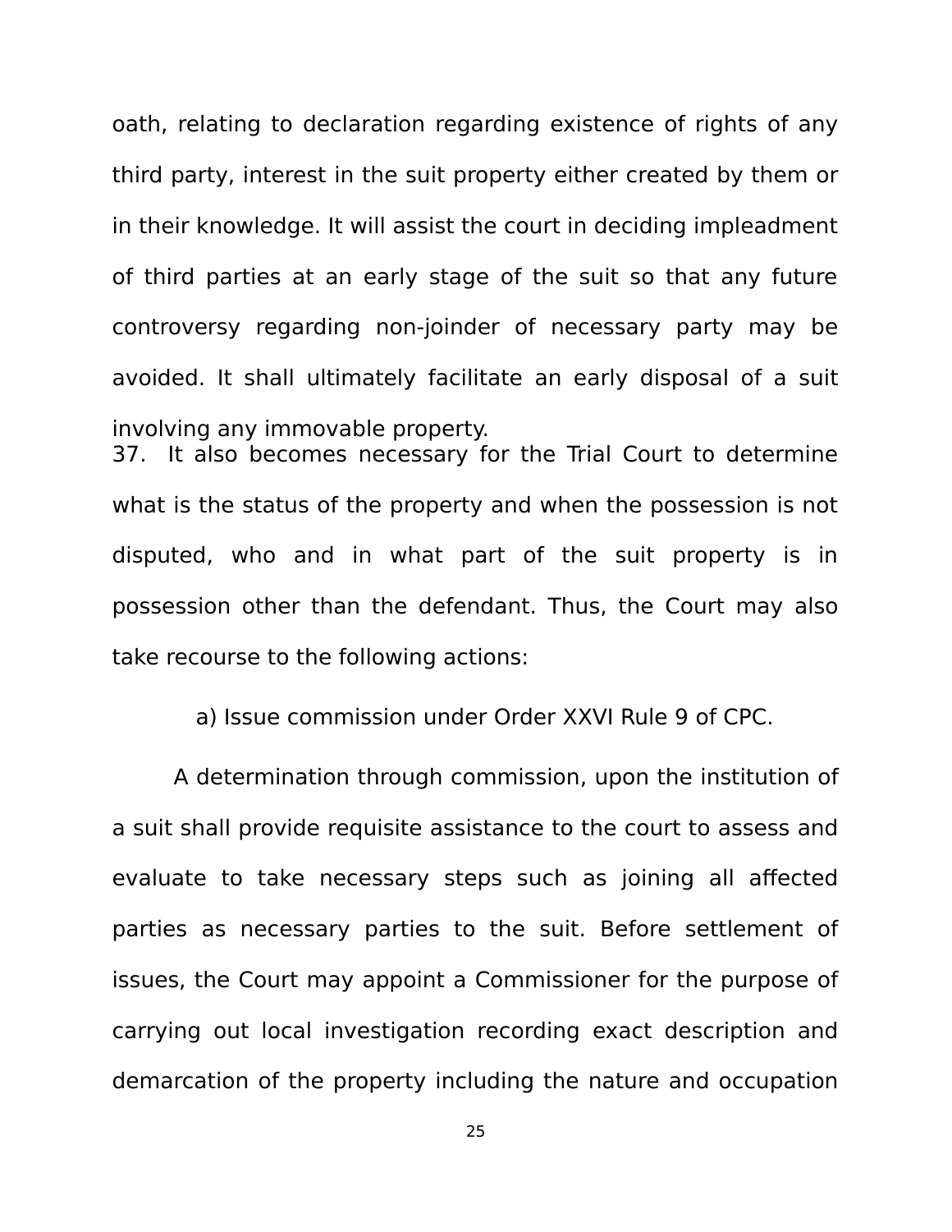oath, relating to declaration regarding existence of rights of any third party, interest in the suit property either created by them or in their knowledge. It will assist the court in deciding impleadment of third parties at an early stage of the suit so that any future controversy regarding non-joinder of necessary party may be avoided. It shall ultimately facilitate an early disposal of a suit involving any immovable property.

37. It also becomes necessary for the Trial Court to determine what is the status of the property and when the possession is not disputed, who and in what part of the suit property is in possession other than the defendant. Thus, the Court may also take recourse to the following actions:

a) Issue commission under Order XXVI Rule 9 of CPC.

A determination through commission, upon the institution of a suit shall provide requisite assistance to the court to assess and evaluate to take necessary steps such as joining all affected parties as necessary parties to the suit. Before settlement of issues, the Court may appoint a Commissioner for the purpose of carrying out local investigation recording exact description and demarcation of the property including the nature and occupation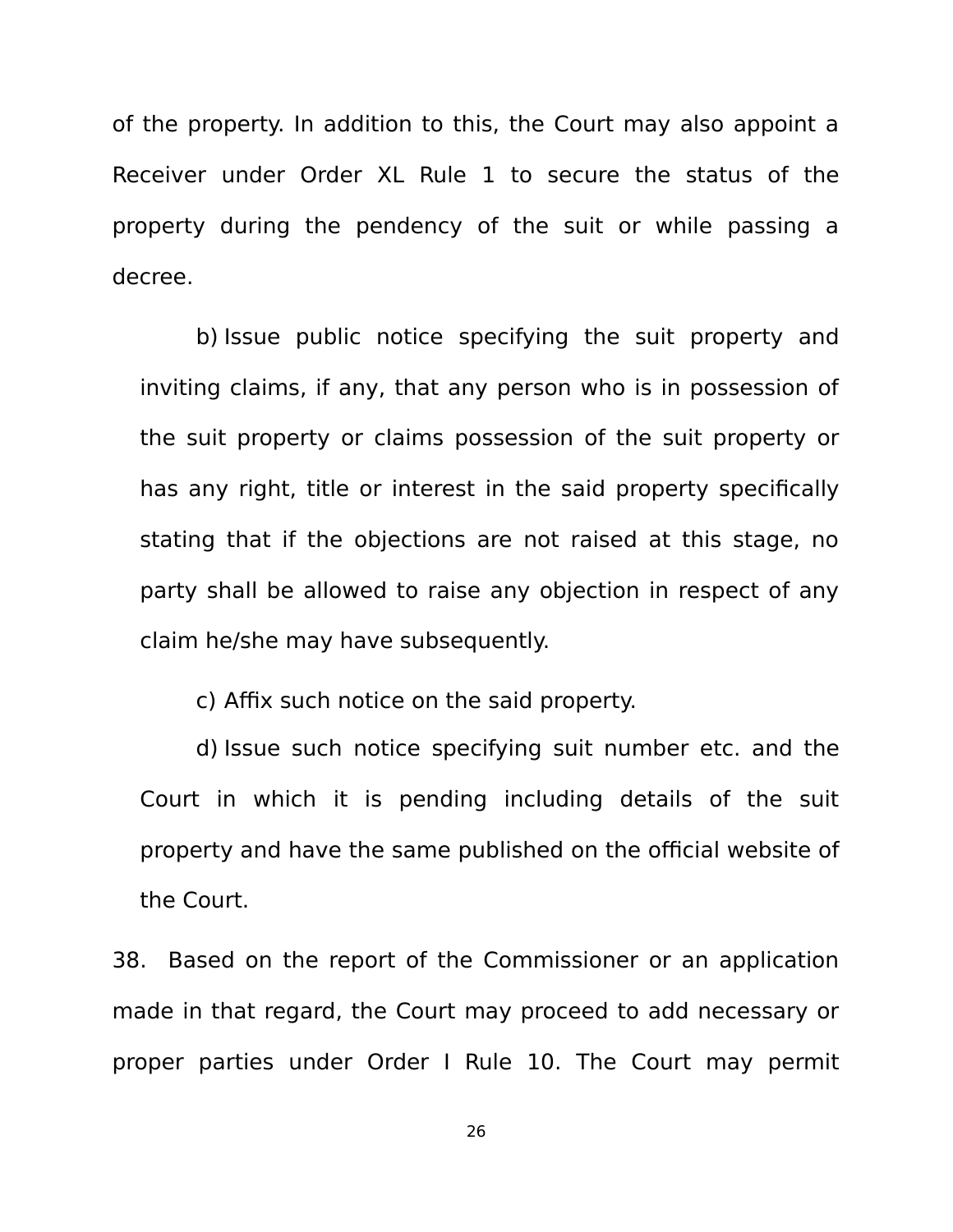of the property. In addition to this, the Court may also appoint a Receiver under Order XL Rule 1 to secure the status of the property during the pendency of the suit or while passing a decree.

b) Issue public notice specifying the suit property and inviting claims, if any, that any person who is in possession of the suit property or claims possession of the suit property or has any right, title or interest in the said property specifically stating that if the objections are not raised at this stage, no party shall be allowed to raise any objection in respect of any claim he/she may have subsequently.

c) Affix such notice on the said property.

d) Issue such notice specifying suit number etc. and the Court in which it is pending including details of the suit property and have the same published on the official website of the Court.

38. Based on the report of the Commissioner or an application made in that regard, the Court may proceed to add necessary or proper parties under Order I Rule 10. The Court may permit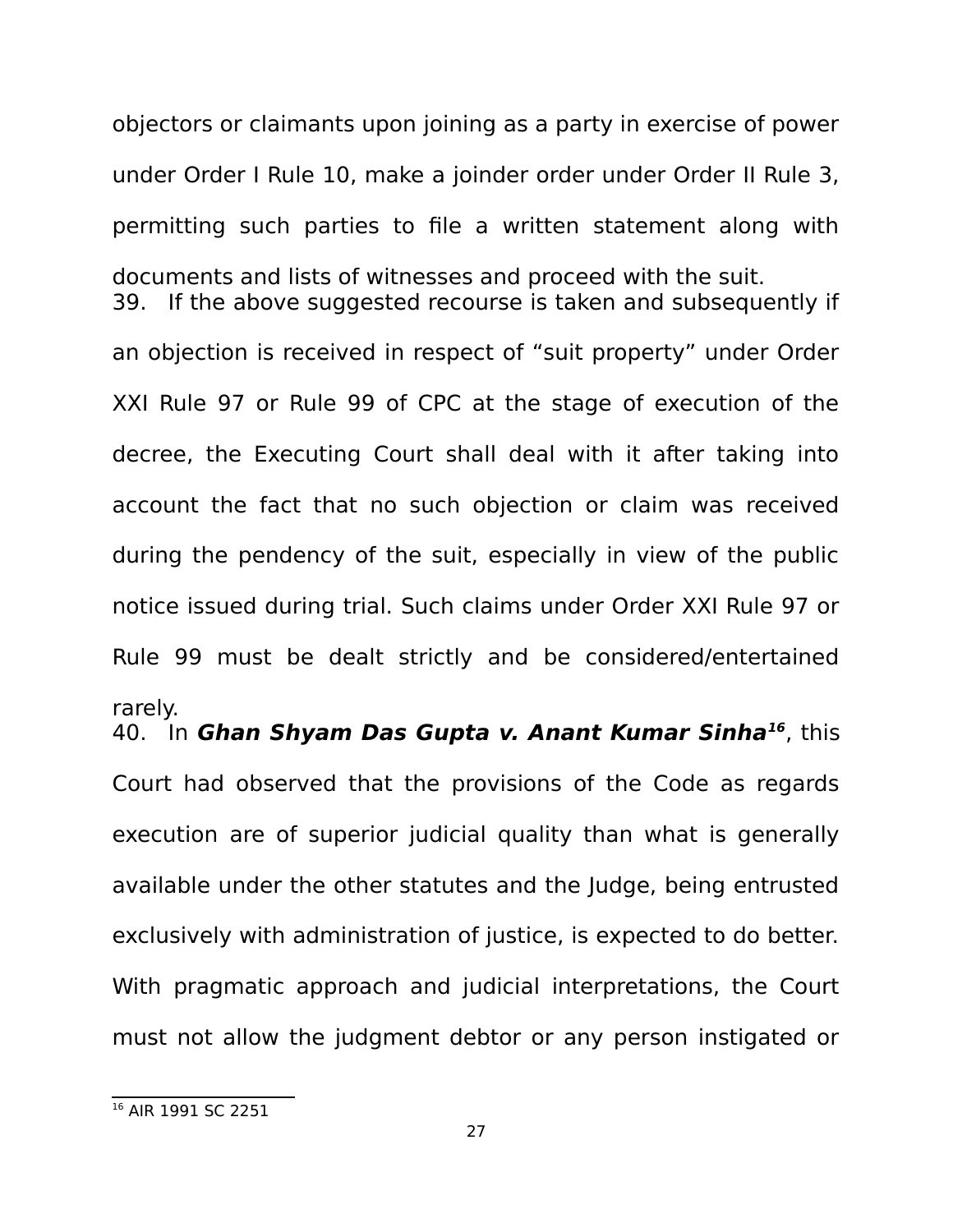objectors or claimants upon joining as a party in exercise of power under Order I Rule 10, make a joinder order under Order II Rule 3, permitting such parties to file a written statement along with documents and lists of witnesses and proceed with the suit.

39. If the above suggested recourse is taken and subsequently if an objection is received in respect of "suit property" under Order XXI Rule 97 or Rule 99 of CPC at the stage of execution of the decree, the Executing Court shall deal with it after taking into account the fact that no such objection or claim was received during the pendency of the suit, especially in view of the public notice issued during trial. Such claims under Order XXI Rule 97 or Rule 99 must be dealt strictly and be considered/entertained rarely.

40. In ***Ghan Shyam Das Gupta v. Anant Kumar Sinha***[16], this Court had observed that the provisions of the Code as regards execution are of superior judicial quality than what is generally available under the other statutes and the Judge, being entrusted exclusively with administration of justice, is expected to do better. With pragmatic approach and judicial interpretations, the Court must not allow the judgment debtor or any person instigated or

---

[16] AIR 1991 SC 2251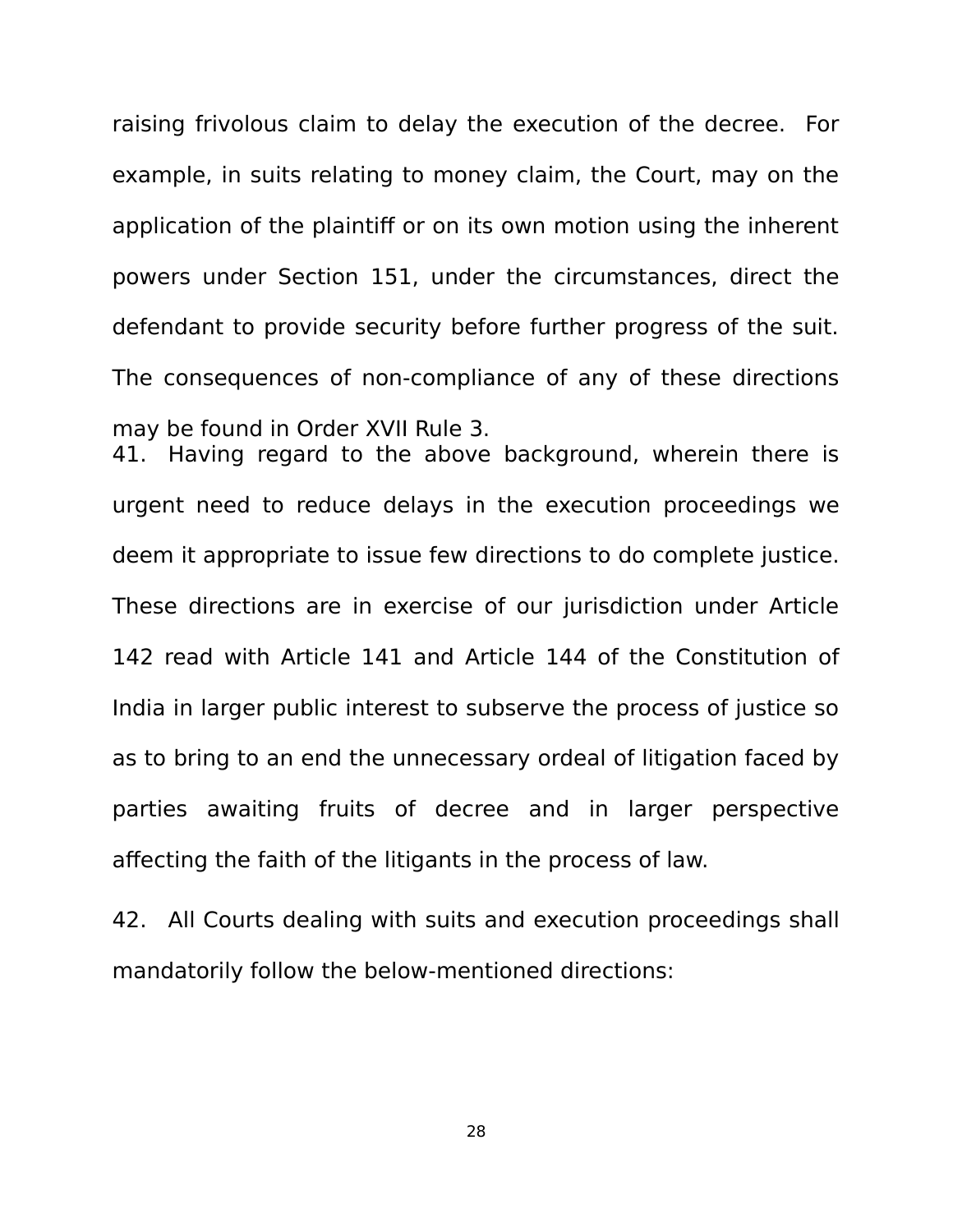raising frivolous claim to delay the execution of the decree. For example, in suits relating to money claim, the Court, may on the application of the plaintiff or on its own motion using the inherent powers under Section 151, under the circumstances, direct the defendant to provide security before further progress of the suit. The consequences of non-compliance of any of these directions may be found in Order XVII Rule 3.

41. Having regard to the above background, wherein there is urgent need to reduce delays in the execution proceedings we deem it appropriate to issue few directions to do complete justice. These directions are in exercise of our jurisdiction under Article 142 read with Article 141 and Article 144 of the Constitution of India in larger public interest to subserve the process of justice so as to bring to an end the unnecessary ordeal of litigation faced by parties awaiting fruits of decree and in larger perspective affecting the faith of the litigants in the process of law.

42. All Courts dealing with suits and execution proceedings shall mandatorily follow the below-mentioned directions: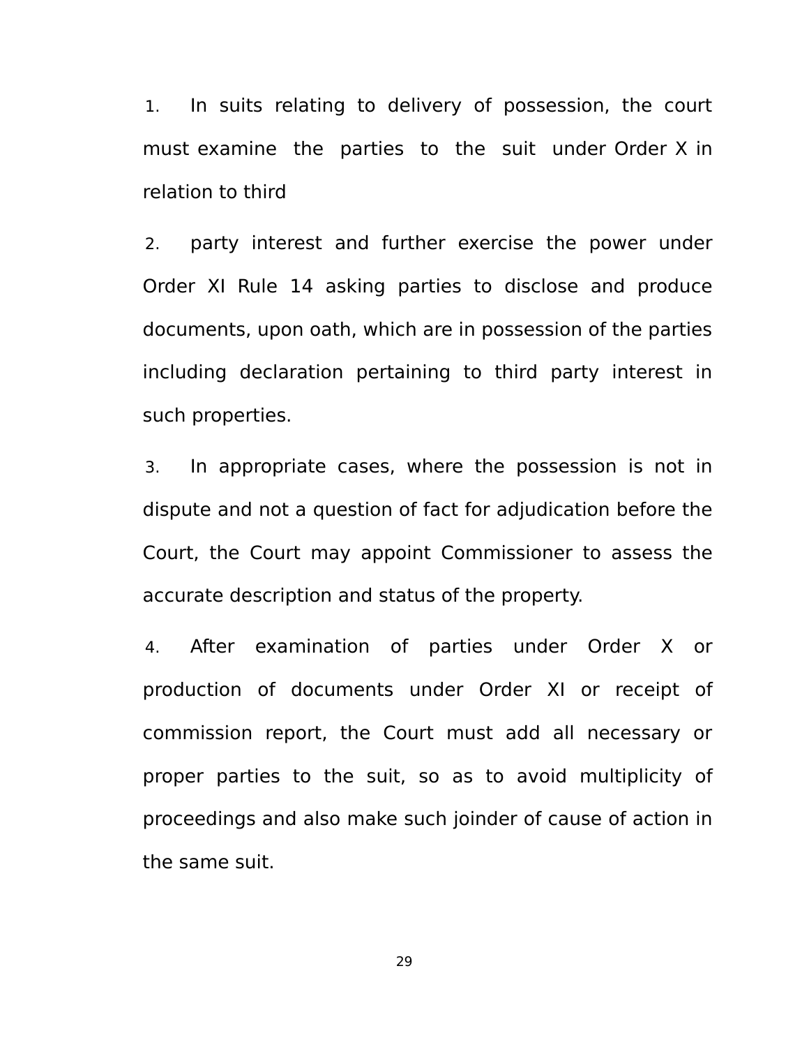1. In suits relating to delivery of possession, the court must examine the parties to the suit under Order X in relation to third

2. party interest and further exercise the power under Order XI Rule 14 asking parties to disclose and produce documents, upon oath, which are in possession of the parties including declaration pertaining to third party interest in such properties.

3. In appropriate cases, where the possession is not in dispute and not a question of fact for adjudication before the Court, the Court may appoint Commissioner to assess the accurate description and status of the property.

4. After examination of parties under Order X or production of documents under Order XI or receipt of commission report, the Court must add all necessary or proper parties to the suit, so as to avoid multiplicity of proceedings and also make such joinder of cause of action in the same suit.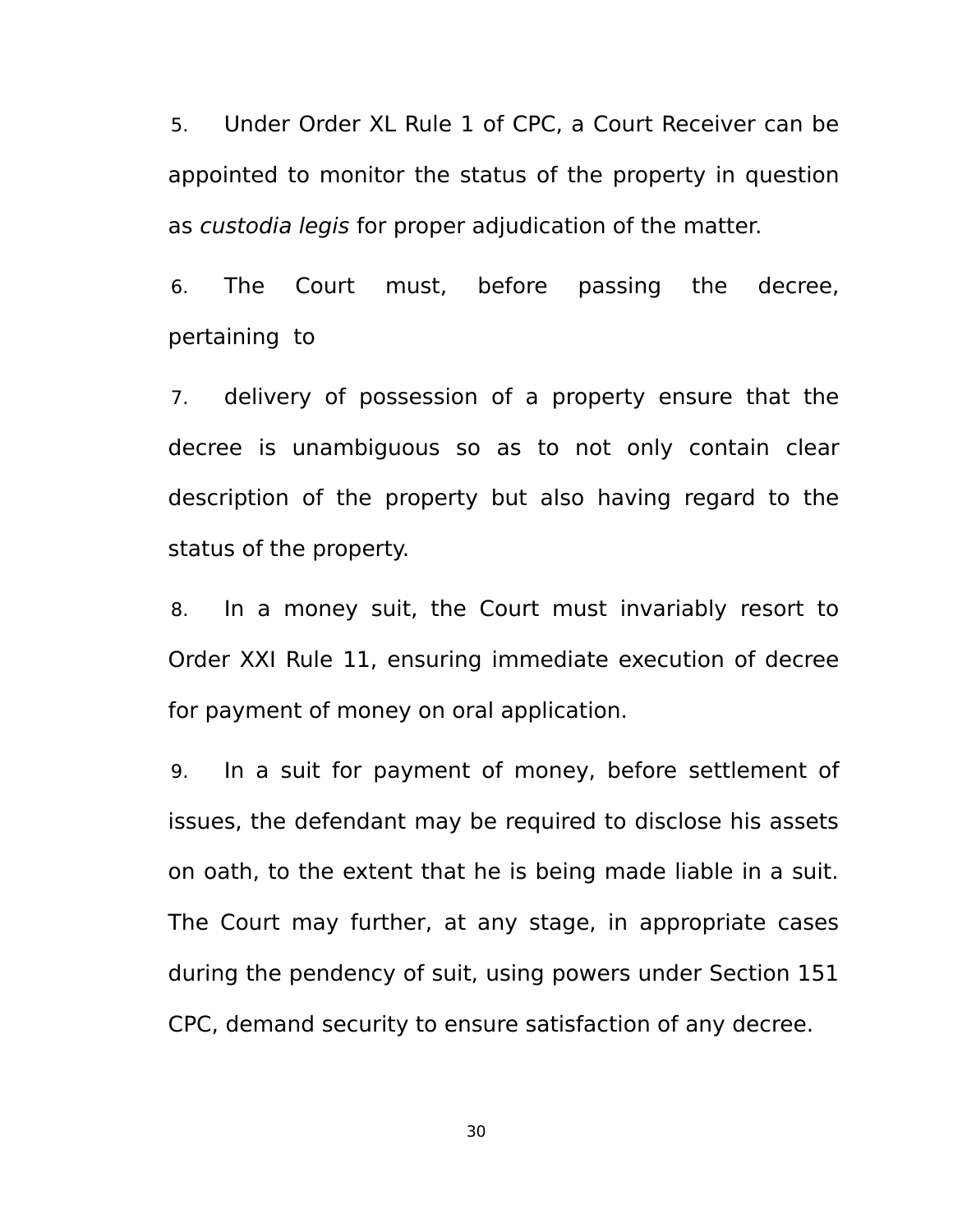5. Under Order XL Rule 1 of CPC, a Court Receiver can be appointed to monitor the status of the property in question as *custodia legis* for proper adjudication of the matter.

6. The Court must, before passing the decree, pertaining to

7. delivery of possession of a property ensure that the decree is unambiguous so as to not only contain clear description of the property but also having regard to the status of the property.

8. In a money suit, the Court must invariably resort to Order XXI Rule 11, ensuring immediate execution of decree for payment of money on oral application.

9. In a suit for payment of money, before settlement of issues, the defendant may be required to disclose his assets on oath, to the extent that he is being made liable in a suit. The Court may further, at any stage, in appropriate cases during the pendency of suit, using powers under Section 151 CPC, demand security to ensure satisfaction of any decree.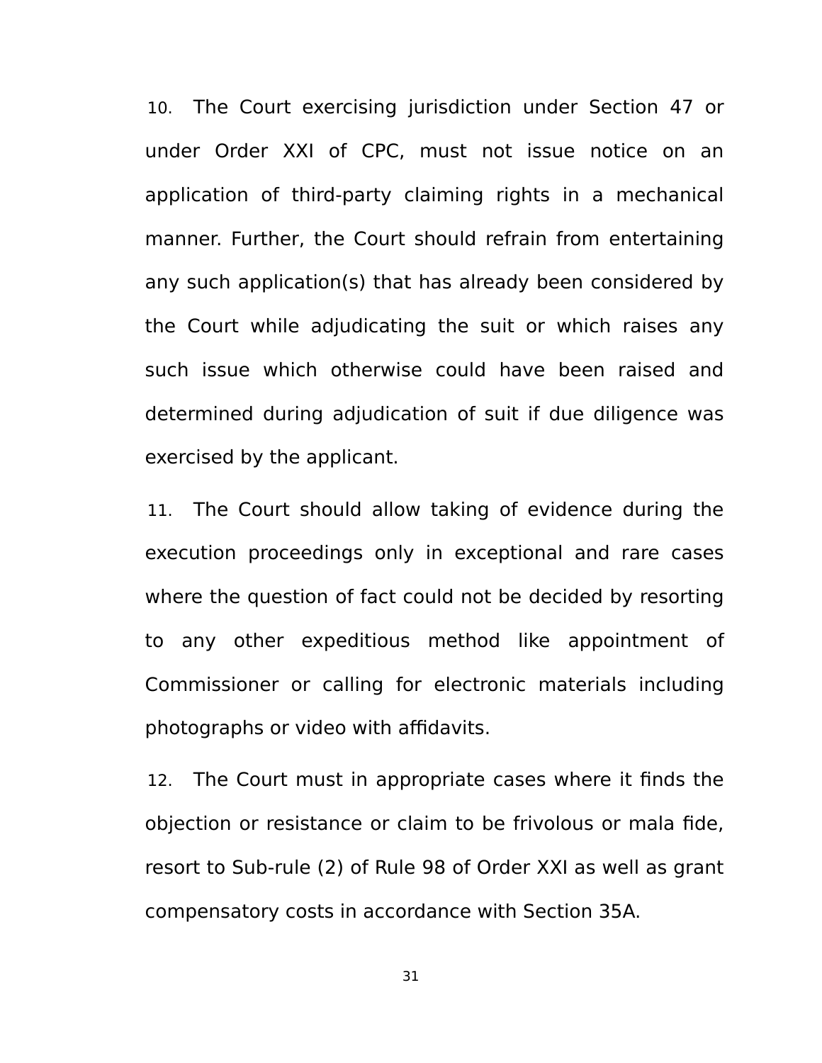10. The Court exercising jurisdiction under Section 47 or under Order XXI of CPC, must not issue notice on an application of third-party claiming rights in a mechanical manner. Further, the Court should refrain from entertaining any such application(s) that has already been considered by the Court while adjudicating the suit or which raises any such issue which otherwise could have been raised and determined during adjudication of suit if due diligence was exercised by the applicant.

11. The Court should allow taking of evidence during the execution proceedings only in exceptional and rare cases where the question of fact could not be decided by resorting to any other expeditious method like appointment of Commissioner or calling for electronic materials including photographs or video with affidavits.

12. The Court must in appropriate cases where it finds the objection or resistance or claim to be frivolous or mala fide, resort to Sub-rule (2) of Rule 98 of Order XXI as well as grant compensatory costs in accordance with Section 35A.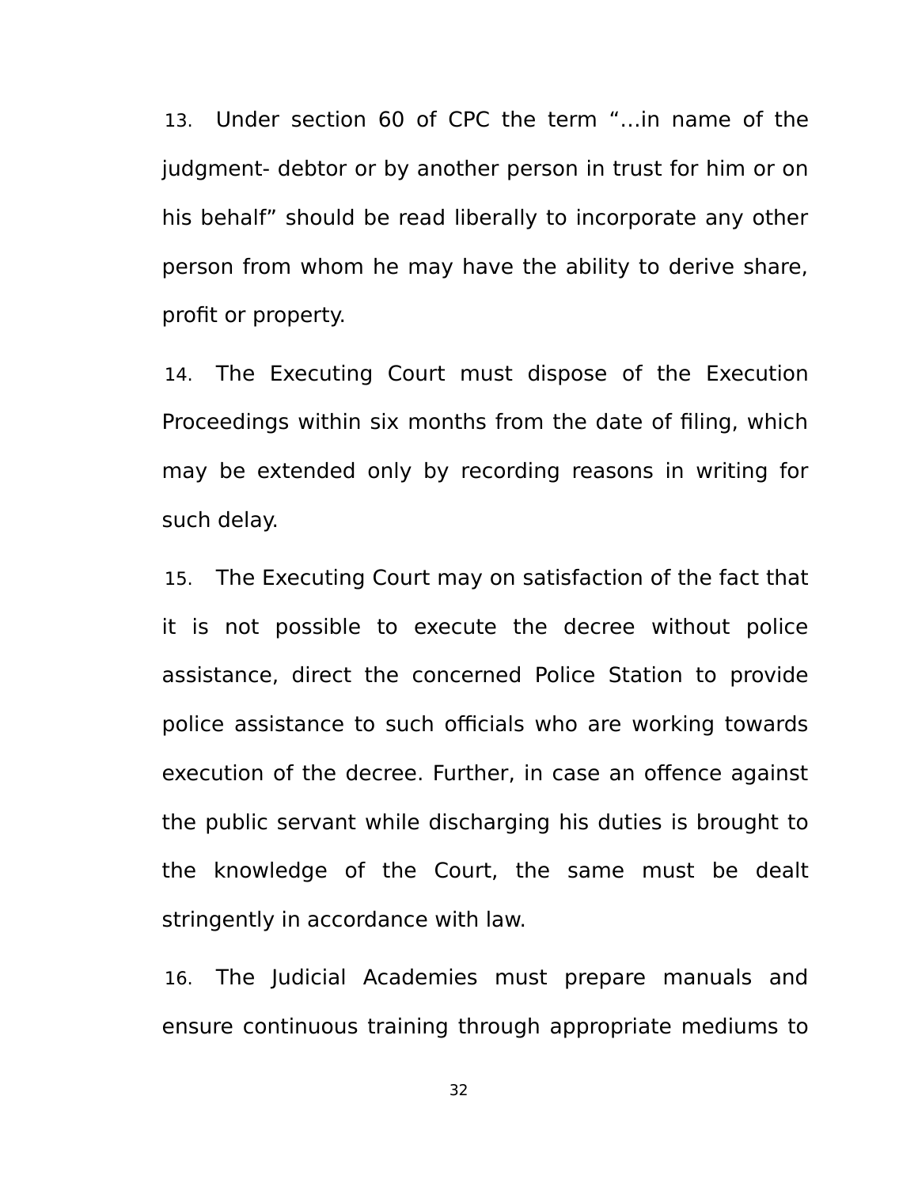13. Under section 60 of CPC the term "…in name of the judgment- debtor or by another person in trust for him or on his behalf" should be read liberally to incorporate any other person from whom he may have the ability to derive share, profit or property.

14. The Executing Court must dispose of the Execution Proceedings within six months from the date of filing, which may be extended only by recording reasons in writing for such delay.

15. The Executing Court may on satisfaction of the fact that it is not possible to execute the decree without police assistance, direct the concerned Police Station to provide police assistance to such officials who are working towards execution of the decree. Further, in case an offence against the public servant while discharging his duties is brought to the knowledge of the Court, the same must be dealt stringently in accordance with law.

16. The Judicial Academies must prepare manuals and ensure continuous training through appropriate mediums to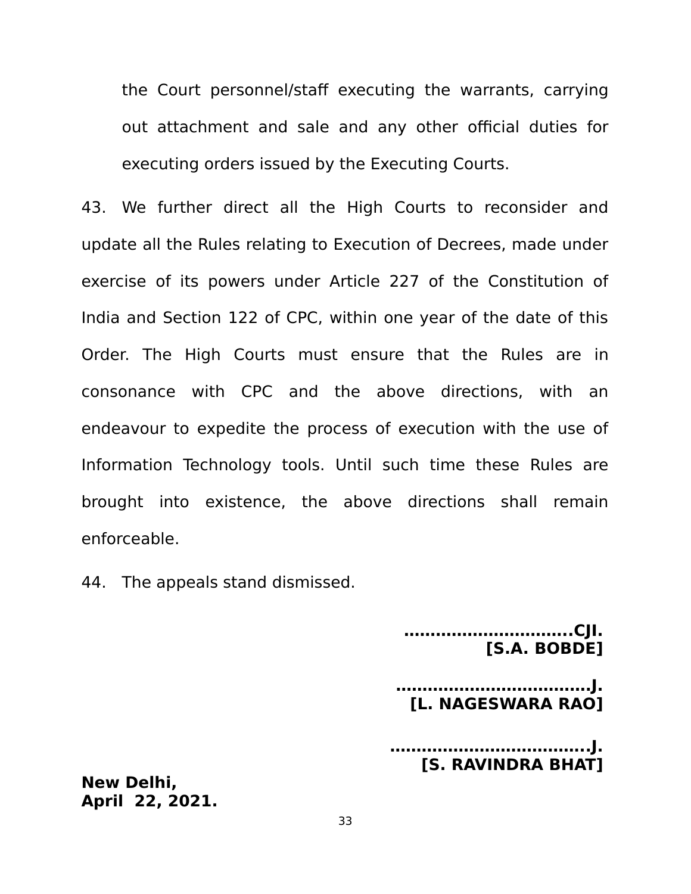the Court personnel/staff executing the warrants, carrying out attachment and sale and any other official duties for executing orders issued by the Executing Courts.

43. We further direct all the High Courts to reconsider and update all the Rules relating to Execution of Decrees, made under exercise of its powers under Article 227 of the Constitution of India and Section 122 of CPC, within one year of the date of this Order. The High Courts must ensure that the Rules are in consonance with CPC and the above directions, with an endeavour to expedite the process of execution with the use of Information Technology tools. Until such time these Rules are brought into existence, the above directions shall remain enforceable.

44. The appeals stand dismissed.

**..............................CJI.**
**[S.A. BOBDE]**

**...................................J.**
**[L. NAGESWARA RAO]**

**....................................J.**
**[S. RAVINDRA BHAT]**

**New Delhi,**
**April 22, 2021.**